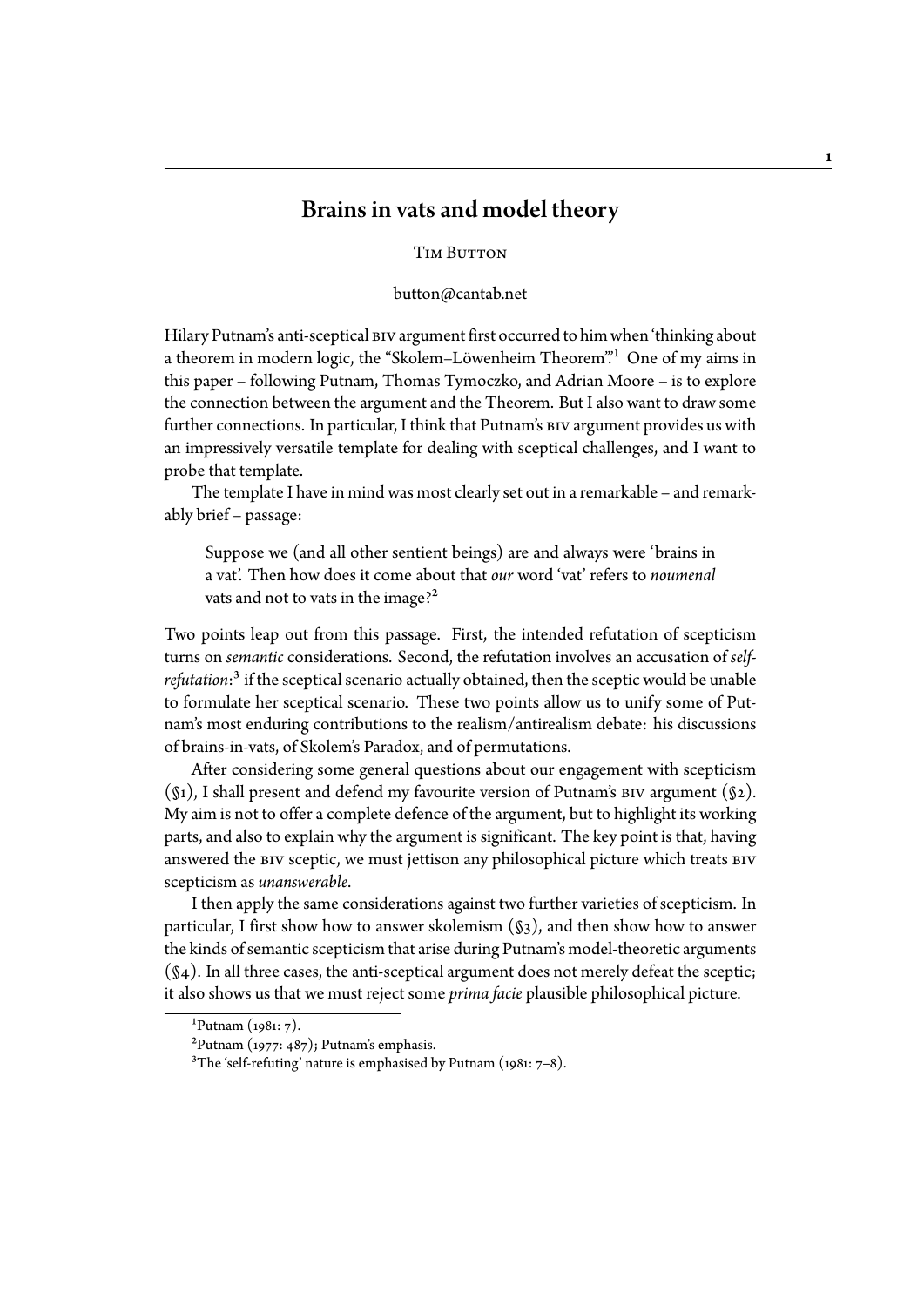# Brains in vats and model theory

Tim Button

button@cantab.net

Hilary Putnam's anti-sceptical BIV argument first occurred to him when 'thinking about a theorem in modern logic, the "Skolem–Löwenheim Theorem"'.[1] One of my aims in this paper – following Putnam, Thomas Tymoczko, and Adrian Moore – is to explore the connection between the argument and the Theorem. But I also want to draw some further connections. In particular, I think that Putnam's BIV argument provides us with an impressively versatile template for dealing with sceptical challenges, and I want to probe that template.

The template I have in mind was most clearly set out in a remarkable – and remarkably brief – passage:

> Suppose we (and all other sentient beings) are and always were 'brains in a vat'. Then how does it come about that *our* word 'vat' refers to *noumenal* vats and not to vats in the image?[2]

Two points leap out from this passage. First, the intended refutation of scepticism turns on *semantic* considerations. Second, the refutation involves an accusation of *self-refutation*:[3] if the sceptical scenario actually obtained, then the sceptic would be unable to formulate her sceptical scenario. These two points allow us to unify some of Putnam's most enduring contributions to the realism/antirealism debate: his discussions of brains-in-vats, of Skolem's Paradox, and of permutations.

After considering some general questions about our engagement with scepticism (§1), I shall present and defend my favourite version of Putnam's BIV argument (§2). My aim is not to offer a complete defence of the argument, but to highlight its working parts, and also to explain why the argument is significant. The key point is that, having answered the BIV sceptic, we must jettison any philosophical picture which treats BIV scepticism as *unanswerable*.

I then apply the same considerations against two further varieties of scepticism. In particular, I first show how to answer skolemism (§3), and then show how to answer the kinds of semantic scepticism that arise during Putnam's model-theoretic arguments (§4). In all three cases, the anti-sceptical argument does not merely defeat the sceptic; it also shows us that we must reject some *prima facie* plausible philosophical picture.

[1] Putnam (1981: 7).

[2] Putnam (1977: 487); Putnam's emphasis.

[3] The 'self-refuting' nature is emphasised by Putnam (1981: 7–8).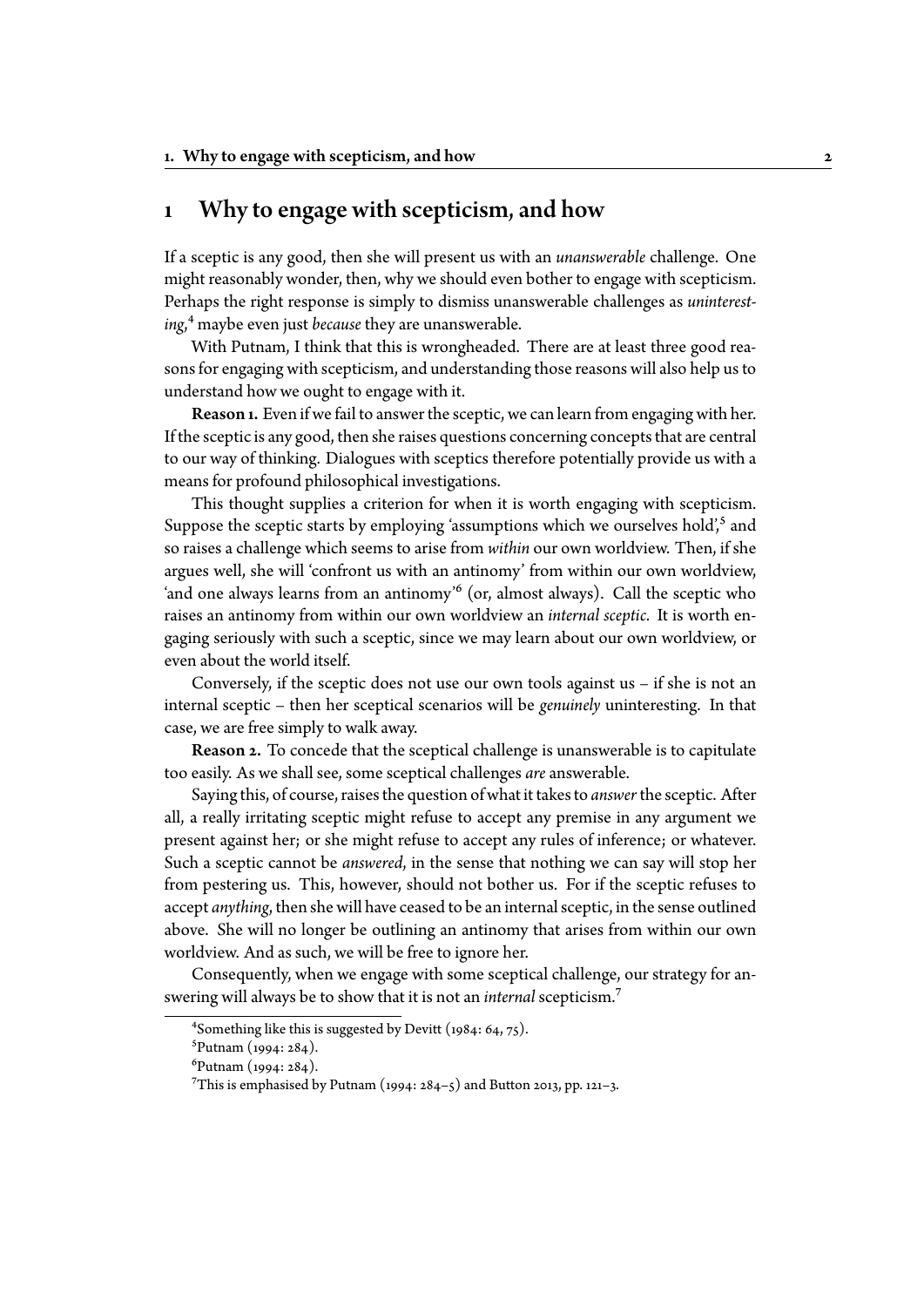# 1 Why to engage with scepticism, and how

If a sceptic is any good, then she will present us with an *unanswerable* challenge. One might reasonably wonder, then, why we should even bother to engage with scepticism. Perhaps the right response is simply to dismiss unanswerable challenges as *uninteresting*,[4] maybe even just *because* they are unanswerable.

With Putnam, I think that this is wrongheaded. There are at least three good reasons for engaging with scepticism, and understanding those reasons will also help us to understand how we ought to engage with it.

**Reason 1.** Even if we fail to answer the sceptic, we can learn from engaging with her. If the sceptic is any good, then she raises questions concerning concepts that are central to our way of thinking. Dialogues with sceptics therefore potentially provide us with a means for profound philosophical investigations.

This thought supplies a criterion for when it is worth engaging with scepticism. Suppose the sceptic starts by employing 'assumptions which we ourselves hold',[5] and so raises a challenge which seems to arise from *within* our own worldview. Then, if she argues well, she will 'confront us with an antinomy' from within our own worldview, 'and one always learns from an antinomy'[6] (or, almost always). Call the sceptic who raises an antinomy from within our own worldview an *internal sceptic*. It is worth engaging seriously with such a sceptic, since we may learn about our own worldview, or even about the world itself.

Conversely, if the sceptic does not use our own tools against us – if she is not an internal sceptic – then her sceptical scenarios will be *genuinely* uninteresting. In that case, we are free simply to walk away.

**Reason 2.** To concede that the sceptical challenge is unanswerable is to capitulate too easily. As we shall see, some sceptical challenges *are* answerable.

Saying this, of course, raises the question of what it takes to *answer* the sceptic. After all, a really irritating sceptic might refuse to accept any premise in any argument we present against her; or she might refuse to accept any rules of inference; or whatever. Such a sceptic cannot be *answered*, in the sense that nothing we can say will stop her from pestering us. This, however, should not bother us. For if the sceptic refuses to accept *anything*, then she will have ceased to be an internal sceptic, in the sense outlined above. She will no longer be outlining an antinomy that arises from within our own worldview. And as such, we will be free to ignore her.

Consequently, when we engage with some sceptical challenge, our strategy for answering will always be to show that it is not an *internal* scepticism.[7]

[4] Something like this is suggested by Devitt (1984: 64, 75).

[5] Putnam (1994: 284).

[6] Putnam (1994: 284).

[7] This is emphasised by Putnam (1994: 284–5) and Button 2013, pp. 121–3.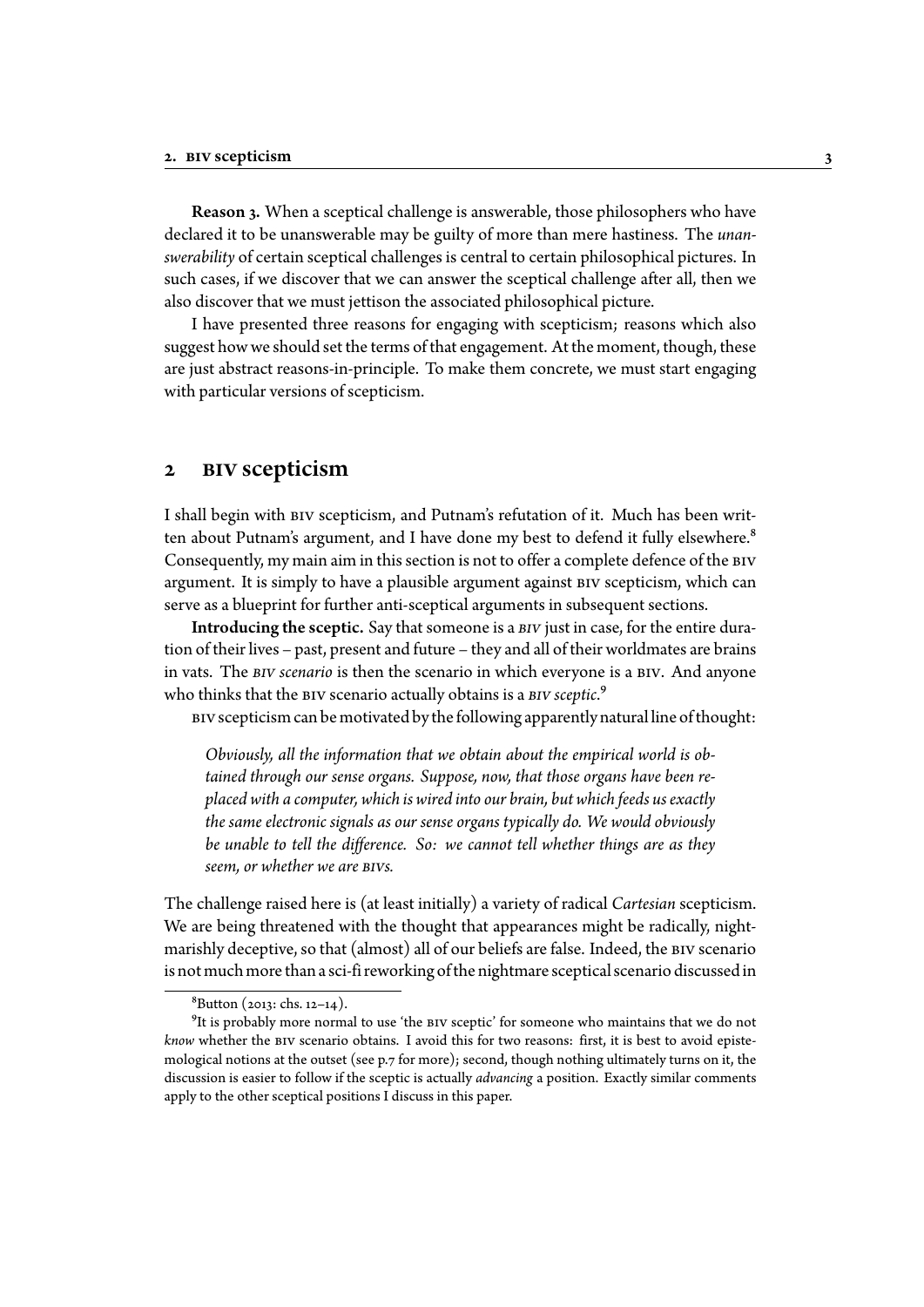**Reason 3.** When a sceptical challenge is answerable, those philosophers who have declared it to be unanswerable may be guilty of more than mere hastiness. The *unanswerability* of certain sceptical challenges is central to certain philosophical pictures. In such cases, if we discover that we can answer the sceptical challenge after all, then we also discover that we must jettison the associated philosophical picture.

I have presented three reasons for engaging with scepticism; reasons which also suggest how we should set the terms of that engagement. At the moment, though, these are just abstract reasons-in-principle. To make them concrete, we must start engaging with particular versions of scepticism.

## 2 BIV scepticism

I shall begin with BIV scepticism, and Putnam's refutation of it. Much has been written about Putnam's argument, and I have done my best to defend it fully elsewhere.[8] Consequently, my main aim in this section is not to offer a complete defence of the BIV argument. It is simply to have a plausible argument against BIV scepticism, which can serve as a blueprint for further anti-sceptical arguments in subsequent sections.

**Introducing the sceptic.** Say that someone is a *BIV* just in case, for the entire duration of their lives – past, present and future – they and all of their worldmates are brains in vats. The *BIV scenario* is then the scenario in which everyone is a BIV. And anyone who thinks that the BIV scenario actually obtains is a *BIV sceptic*.[9]

BIV scepticism can be motivated by the following apparently natural line of thought:

> *Obviously, all the information that we obtain about the empirical world is obtained through our sense organs. Suppose, now, that those organs have been replaced with a computer, which is wired into our brain, but which feeds us exactly the same electronic signals as our sense organs typically do. We would obviously be unable to tell the difference. So: we cannot tell whether things are as they seem, or whether we are BIVs.*

The challenge raised here is (at least initially) a variety of radical *Cartesian* scepticism. We are being threatened with the thought that appearances might be radically, nightmarishly deceptive, so that (almost) all of our beliefs are false. Indeed, the BIV scenario is not much more than a sci-fi reworking of the nightmare sceptical scenario discussed in

---

[8] Button (2013: chs. 12–14).

[9] It is probably more normal to use 'the BIV sceptic' for someone who maintains that we do not *know* whether the BIV scenario obtains. I avoid this for two reasons: first, it is best to avoid epistemological notions at the outset (see p.7 for more); second, though nothing ultimately turns on it, the discussion is easier to follow if the sceptic is actually *advancing* a position. Exactly similar comments apply to the other sceptical positions I discuss in this paper.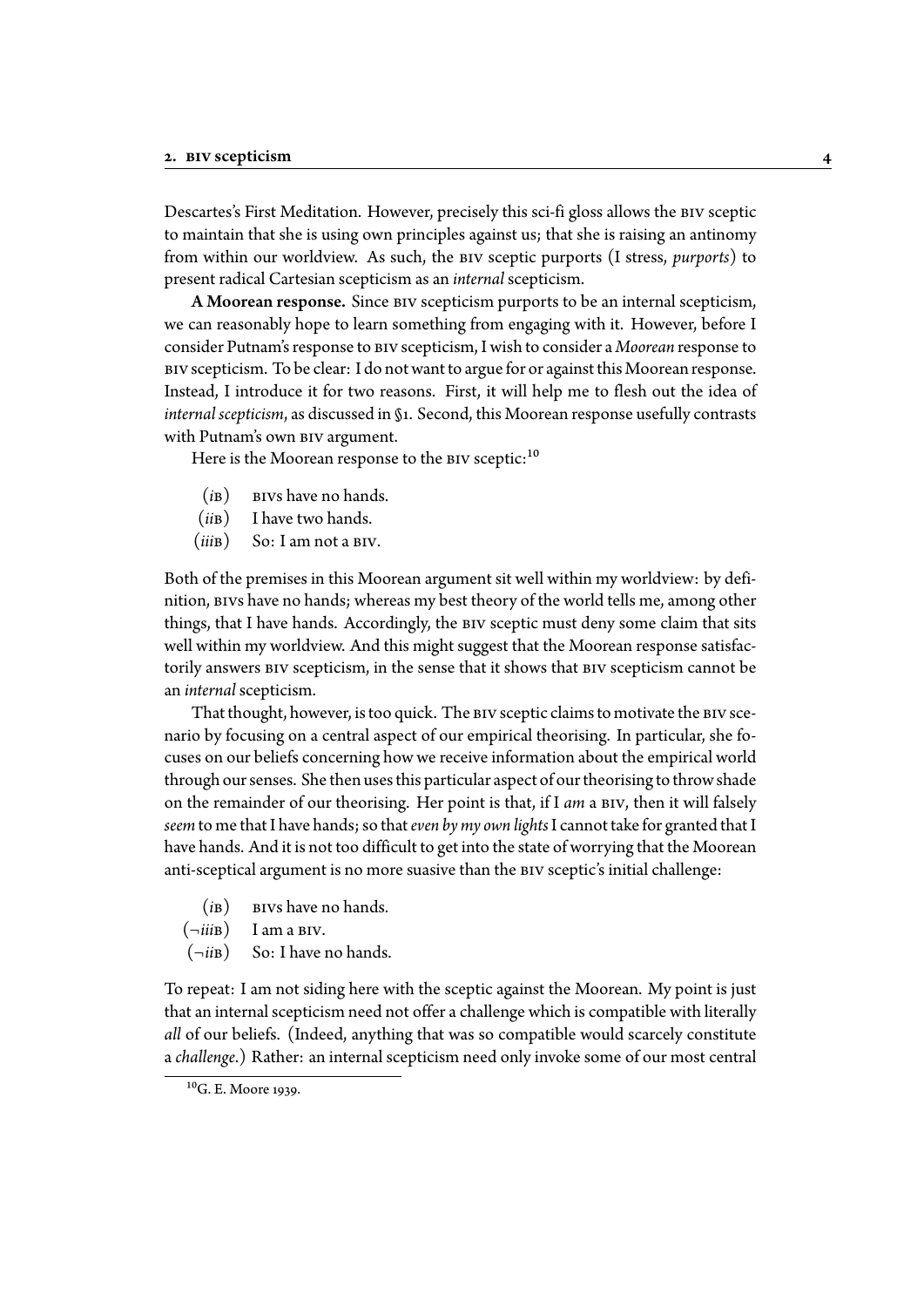Descartes's First Meditation. However, precisely this sci-fi gloss allows the BIV sceptic to maintain that she is using own principles against us; that she is raising an antinomy from within our worldview. As such, the BIV sceptic purports (I stress, *purports*) to present radical Cartesian scepticism as an *internal* scepticism.

**A Moorean response.** Since BIV scepticism purports to be an internal scepticism, we can reasonably hope to learn something from engaging with it. However, before I consider Putnam's response to BIV scepticism, I wish to consider a *Moorean* response to BIV scepticism. To be clear: I do not want to argue for or against this Moorean response. Instead, I introduce it for two reasons. First, it will help me to flesh out the idea of *internal scepticism*, as discussed in §1. Second, this Moorean response usefully contrasts with Putnam's own BIV argument.

Here is the Moorean response to the BIV sceptic:[10]

(*i*B) BIVs have no hands.
(*ii*B) I have two hands.
(*iii*B) So: I am not a BIV.

Both of the premises in this Moorean argument sit well within my worldview: by definition, BIVs have no hands; whereas my best theory of the world tells me, among other things, that I have hands. Accordingly, the BIV sceptic must deny some claim that sits well within my worldview. And this might suggest that the Moorean response satisfactorily answers BIV scepticism, in the sense that it shows that BIV scepticism cannot be an *internal* scepticism.

That thought, however, is too quick. The BIV sceptic claims to motivate the BIV scenario by focusing on a central aspect of our empirical theorising. In particular, she focuses on our beliefs concerning how we receive information about the empirical world through our senses. She then uses this particular aspect of our theorising to throw shade on the remainder of our theorising. Her point is that, if I *am* a BIV, then it will falsely *seem* to me that I have hands; so that *even by my own lights* I cannot take for granted that I have hands. And it is not too difficult to get into the state of worrying that the Moorean anti-sceptical argument is no more suasive than the BIV sceptic's initial challenge:

(*i*B) BIVs have no hands.
($\neg$*iii*B) I am a BIV.
($\neg$*ii*B) So: I have no hands.

To repeat: I am not siding here with the sceptic against the Moorean. My point is just that an internal scepticism need not offer a challenge which is compatible with literally *all* of our beliefs. (Indeed, anything that was so compatible would scarcely constitute a *challenge*.) Rather: an internal scepticism need only invoke some of our most central

[10] G. E. Moore 1939.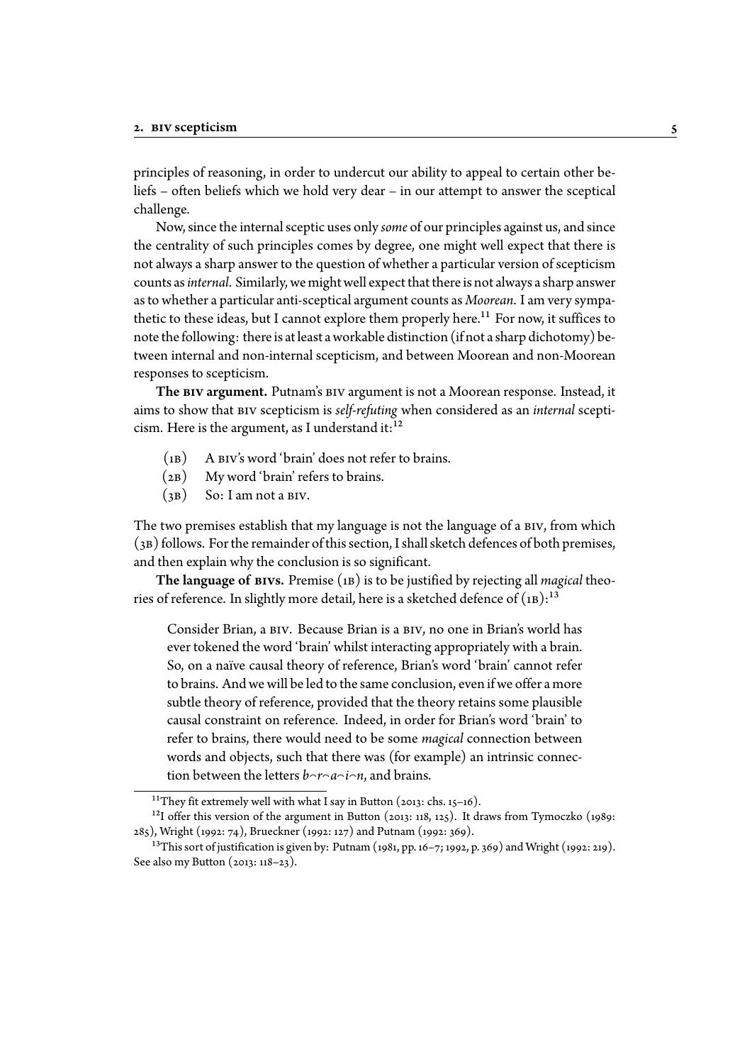principles of reasoning, in order to undercut our ability to appeal to certain other beliefs – often beliefs which we hold very dear – in our attempt to answer the sceptical challenge.

Now, since the internal sceptic uses only *some* of our principles against us, and since the centrality of such principles comes by degree, one might well expect that there is not always a sharp answer to the question of whether a particular version of scepticism counts as *internal*. Similarly, we might well expect that there is not always a sharp answer as to whether a particular anti-sceptical argument counts as *Moorean*. I am very sympathetic to these ideas, but I cannot explore them properly here.[11] For now, it suffices to note the following: there is at least a workable distinction (if not a sharp dichotomy) between internal and non-internal scepticism, and between Moorean and non-Moorean responses to scepticism.

**The BIV argument.** Putnam's BIV argument is not a Moorean response. Instead, it aims to show that BIV scepticism is *self-refuting* when considered as an *internal* scepticism. Here is the argument, as I understand it:[12]

(1B) A BIV's word 'brain' does not refer to brains.
(2B) My word 'brain' refers to brains.
(3B) So: I am not a BIV.

The two premises establish that my language is not the language of a BIV, from which (3B) follows. For the remainder of this section, I shall sketch defences of both premises, and then explain why the conclusion is so significant.

**The language of BIVs.** Premise (1B) is to be justified by rejecting all *magical* theories of reference. In slightly more detail, here is a sketched defence of (1B):[13]

> Consider Brian, a BIV. Because Brian is a BIV, no one in Brian's world has ever tokened the word 'brain' whilst interacting appropriately with a brain. So, on a naïve causal theory of reference, Brian's word 'brain' cannot refer to brains. And we will be led to the same conclusion, even if we offer a more subtle theory of reference, provided that the theory retains some plausible causal constraint on reference. Indeed, in order for Brian's word 'brain' to refer to brains, there would need to be some *magical* connection between words and objects, such that there was (for example) an intrinsic connection between the letters *b⌢r⌢a⌢i⌢n*, and brains.

[11] They fit extremely well with what I say in Button (2013: chs. 15–16).

[12] I offer this version of the argument in Button (2013: 118, 125). It draws from Tymoczko (1989: 285), Wright (1992: 74), Brueckner (1992: 127) and Putnam (1992: 369).

[13] This sort of justification is given by: Putnam (1981, pp. 16–7; 1992, p. 369) and Wright (1992: 219). See also my Button (2013: 118–23).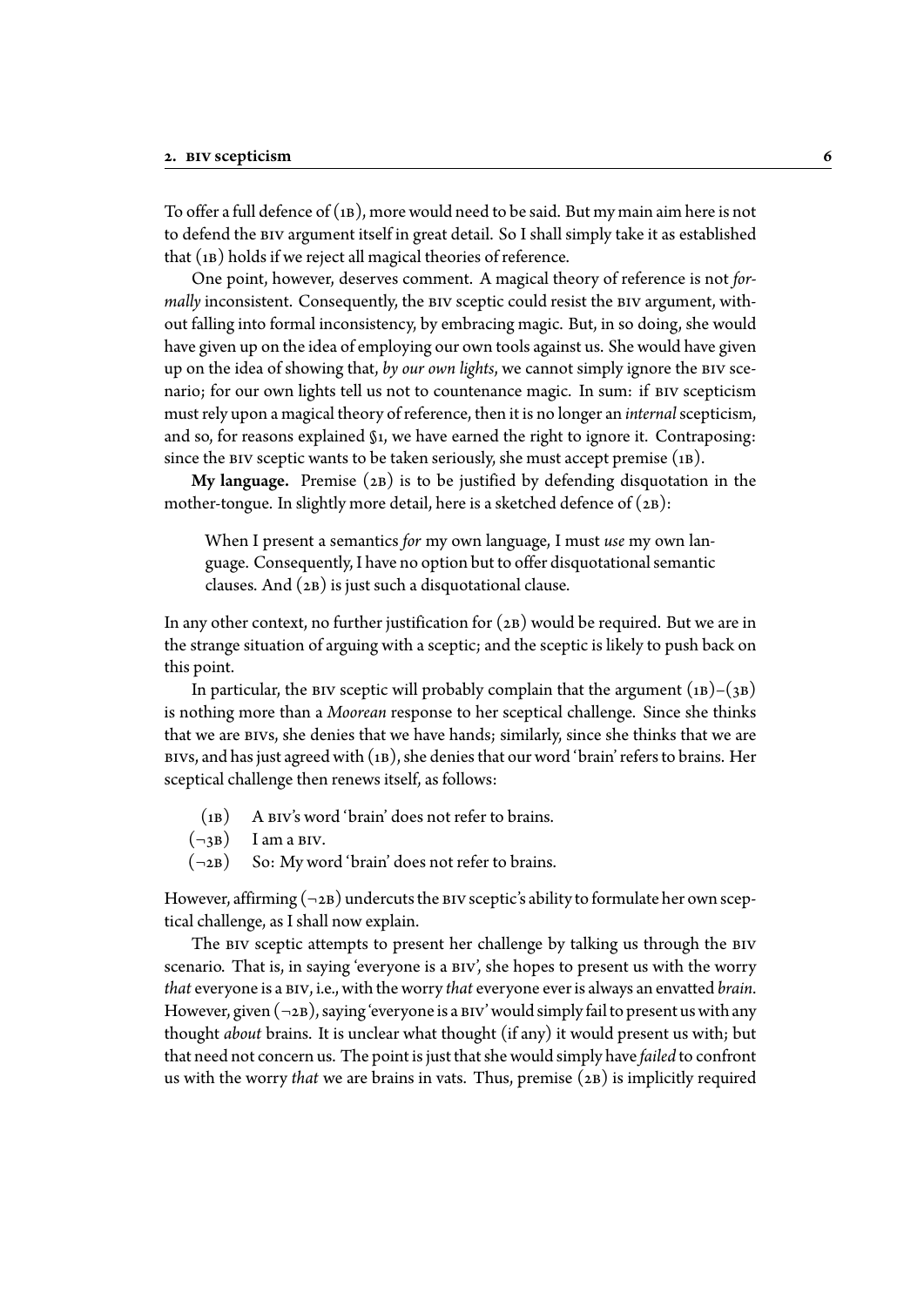To offer a full defence of (1B), more would need to be said. But my main aim here is not to defend the BIV argument itself in great detail. So I shall simply take it as established that (1B) holds if we reject all magical theories of reference.

One point, however, deserves comment. A magical theory of reference is not *formally* inconsistent. Consequently, the BIV sceptic could resist the BIV argument, without falling into formal inconsistency, by embracing magic. But, in so doing, she would have given up on the idea of employing our own tools against us. She would have given up on the idea of showing that, *by our own lights*, we cannot simply ignore the BIV scenario; for our own lights tell us not to countenance magic. In sum: if BIV scepticism must rely upon a magical theory of reference, then it is no longer an *internal* scepticism, and so, for reasons explained §1, we have earned the right to ignore it. Contraposing: since the BIV sceptic wants to be taken seriously, she must accept premise (1B).

**My language.** Premise (2B) is to be justified by defending disquotation in the mother-tongue. In slightly more detail, here is a sketched defence of (2B):

> When I present a semantics *for* my own language, I must *use* my own language. Consequently, I have no option but to offer disquotational semantic clauses. And (2B) is just such a disquotational clause.

In any other context, no further justification for (2B) would be required. But we are in the strange situation of arguing with a sceptic; and the sceptic is likely to push back on this point.

In particular, the BIV sceptic will probably complain that the argument (1B)–(3B) is nothing more than a *Moorean* response to her sceptical challenge. Since she thinks that we are BIVs, she denies that we have hands; similarly, since she thinks that we are BIVs, and has just agreed with (1B), she denies that our word 'brain' refers to brains. Her sceptical challenge then renews itself, as follows:

(1B) A BIV's word 'brain' does not refer to brains.
(¬3B) I am a BIV.
(¬2B) So: My word 'brain' does not refer to brains.

However, affirming (¬2B) undercuts the BIV sceptic's ability to formulate her own sceptical challenge, as I shall now explain.

The BIV sceptic attempts to present her challenge by talking us through the BIV scenario. That is, in saying 'everyone is a BIV', she hopes to present us with the worry *that* everyone is a BIV, i.e., with the worry *that* everyone ever is always an envatted *brain*. However, given (¬2B), saying 'everyone is a BIV' would simply fail to present us with any thought *about* brains. It is unclear what thought (if any) it would present us with; but that need not concern us. The point is just that she would simply have *failed* to confront us with the worry *that* we are brains in vats. Thus, premise (2B) is implicitly required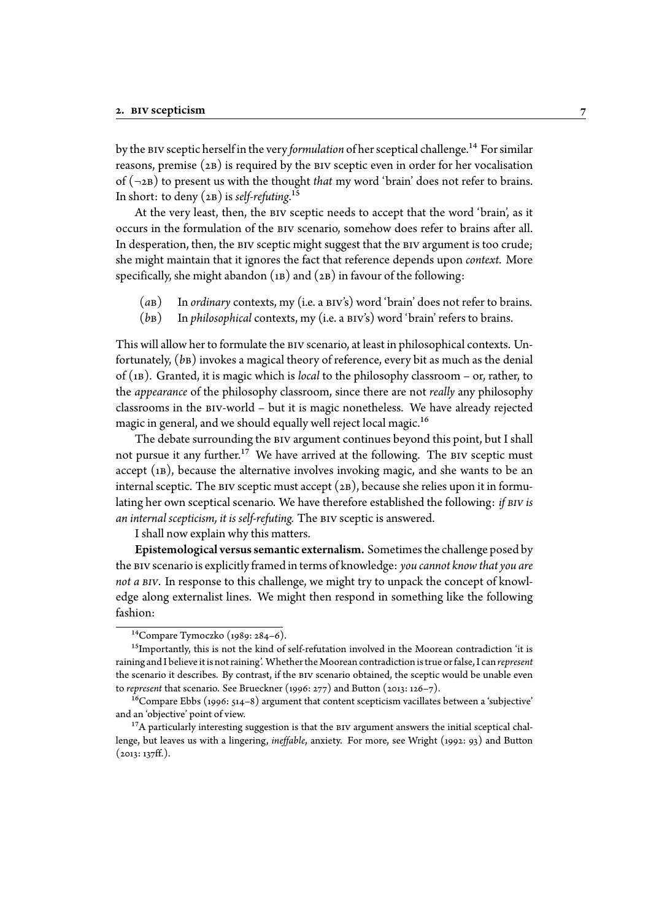by the BIV sceptic herself in the very *formulation* of her sceptical challenge.[14] For similar reasons, premise (2B) is required by the BIV sceptic even in order for her vocalisation of (¬2B) to present us with the thought *that* my word 'brain' does not refer to brains. In short: to deny (2B) is *self-refuting*.[15]

At the very least, then, the BIV sceptic needs to accept that the word 'brain', as it occurs in the formulation of the BIV scenario, somehow does refer to brains after all. In desperation, then, the BIV sceptic might suggest that the BIV argument is too crude; she might maintain that it ignores the fact that reference depends upon *context*. More specifically, she might abandon (1B) and (2B) in favour of the following:

(*a*B) In *ordinary* contexts, my (i.e. a BIV's) word 'brain' does not refer to brains.

(*b*B) In *philosophical* contexts, my (i.e. a BIV's) word 'brain' refers to brains.

This will allow her to formulate the BIV scenario, at least in philosophical contexts. Unfortunately, (*b*B) invokes a magical theory of reference, every bit as much as the denial of (1B). Granted, it is magic which is *local* to the philosophy classroom – or, rather, to the *appearance* of the philosophy classroom, since there are not *really* any philosophy classrooms in the BIV-world – but it is magic nonetheless. We have already rejected magic in general, and we should equally well reject local magic.[16]

The debate surrounding the BIV argument continues beyond this point, but I shall not pursue it any further.[17] We have arrived at the following. The BIV sceptic must accept (1B), because the alternative involves invoking magic, and she wants to be an internal sceptic. The BIV sceptic must accept (2B), because she relies upon it in formulating her own sceptical scenario. We have therefore established the following: *if BIV is an internal scepticism, it is self-refuting.* The BIV sceptic is answered.

I shall now explain why this matters.

**Epistemological versus semantic externalism.** Sometimes the challenge posed by the BIV scenario is explicitly framed in terms of knowledge: *you cannot know that you are not a BIV*. In response to this challenge, we might try to unpack the concept of knowledge along externalist lines. We might then respond in something like the following fashion:

---

[14] Compare Tymoczko (1989: 284–6).

[15] Importantly, this is not the kind of self-refutation involved in the Moorean contradiction 'it is raining and I believe it is not raining'. Whether the Moorean contradiction is true or false, I can *represent* the scenario it describes. By contrast, if the BIV scenario obtained, the sceptic would be unable even to *represent* that scenario. See Brueckner (1996: 277) and Button (2013: 126–7).

[16] Compare Ebbs (1996: 514–8) argument that content scepticism vacillates between a 'subjective' and an 'objective' point of view.

[17] A particularly interesting suggestion is that the BIV argument answers the initial sceptical challenge, but leaves us with a lingering, *ineffable*, anxiety. For more, see Wright (1992: 93) and Button (2013: 137ff.).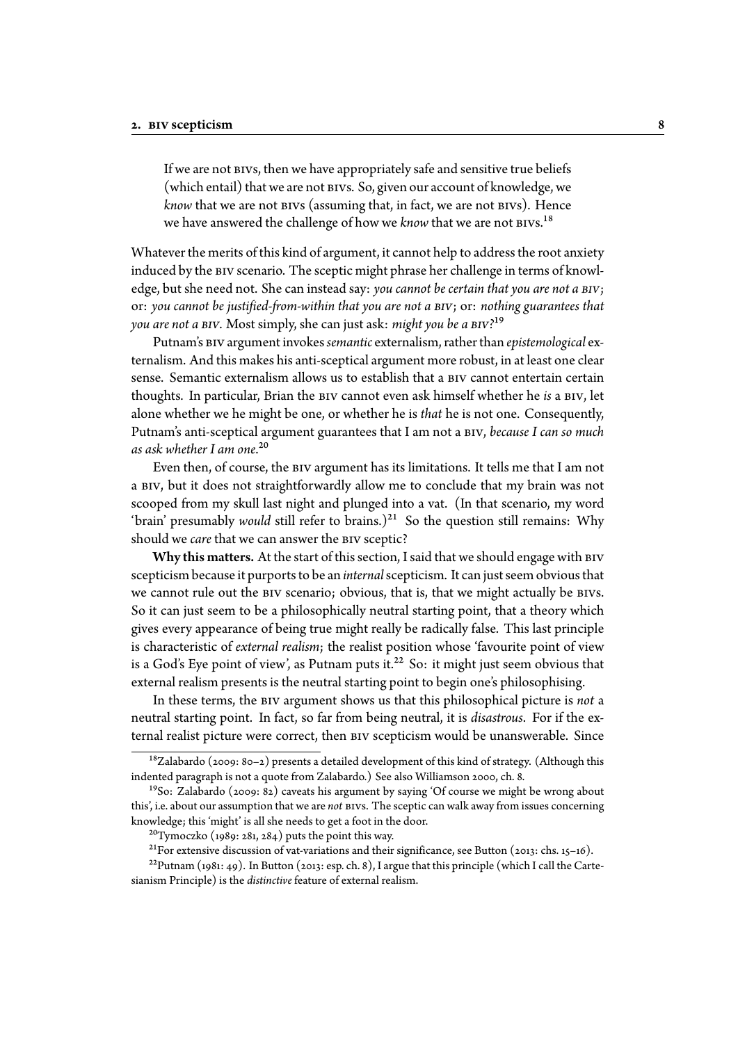> If we are not BIVs, then we have appropriately safe and sensitive true beliefs (which entail) that we are not BIVs. So, given our account of knowledge, we *know* that we are not BIVs (assuming that, in fact, we are not BIVs). Hence we have answered the challenge of how we *know* that we are not BIVs.[18]

Whatever the merits of this kind of argument, it cannot help to address the root anxiety induced by the BIV scenario. The sceptic might phrase her challenge in terms of knowledge, but she need not. She can instead say: *you cannot be certain that you are not a BIV*; or: *you cannot be justified-from-within that you are not a BIV*; or: *nothing guarantees that you are not a BIV*. Most simply, she can just ask: *might you be a BIV?*[19]

Putnam's BIV argument invokes *semantic* externalism, rather than *epistemological* externalism. And this makes his anti-sceptical argument more robust, in at least one clear sense. Semantic externalism allows us to establish that a BIV cannot entertain certain thoughts. In particular, Brian the BIV cannot even ask himself whether he *is* a BIV, let alone whether we he might be one, or whether he is *that* he is not one. Consequently, Putnam's anti-sceptical argument guarantees that I am not a BIV, *because I can so much as ask whether I am one*.[20]

Even then, of course, the BIV argument has its limitations. It tells me that I am not a BIV, but it does not straightforwardly allow me to conclude that my brain was not scooped from my skull last night and plunged into a vat. (In that scenario, my word 'brain' presumably *would* still refer to brains.)[21] So the question still remains: Why should we *care* that we can answer the BIV sceptic?

**Why this matters.** At the start of this section, I said that we should engage with BIV scepticism because it purports to be an *internal* scepticism. It can just seem obvious that we cannot rule out the BIV scenario; obvious, that is, that we might actually be BIVs. So it can just seem to be a philosophically neutral starting point, that a theory which gives every appearance of being true might really be radically false. This last principle is characteristic of *external realism*; the realist position whose 'favourite point of view is a God's Eye point of view', as Putnam puts it.[22] So: it might just seem obvious that external realism presents is the neutral starting point to begin one's philosophising.

In these terms, the BIV argument shows us that this philosophical picture is *not* a neutral starting point. In fact, so far from being neutral, it is *disastrous*. For if the external realist picture were correct, then BIV scepticism would be unanswerable. Since

---

[18] Zalabardo (2009: 80–2) presents a detailed development of this kind of strategy. (Although this indented paragraph is not a quote from Zalabardo.) See also Williamson 2000, ch. 8.

[19] So: Zalabardo (2009: 82) caveats his argument by saying 'Of course we might be wrong about this', i.e. about our assumption that we are *not* BIVs. The sceptic can walk away from issues concerning knowledge; this 'might' is all she needs to get a foot in the door.

[20] Tymoczko (1989: 281, 284) puts the point this way.

[21] For extensive discussion of vat-variations and their significance, see Button (2013: chs. 15–16).

[22] Putnam (1981: 49). In Button (2013: esp. ch. 8), I argue that this principle (which I call the Cartesianism Principle) is the *distinctive* feature of external realism.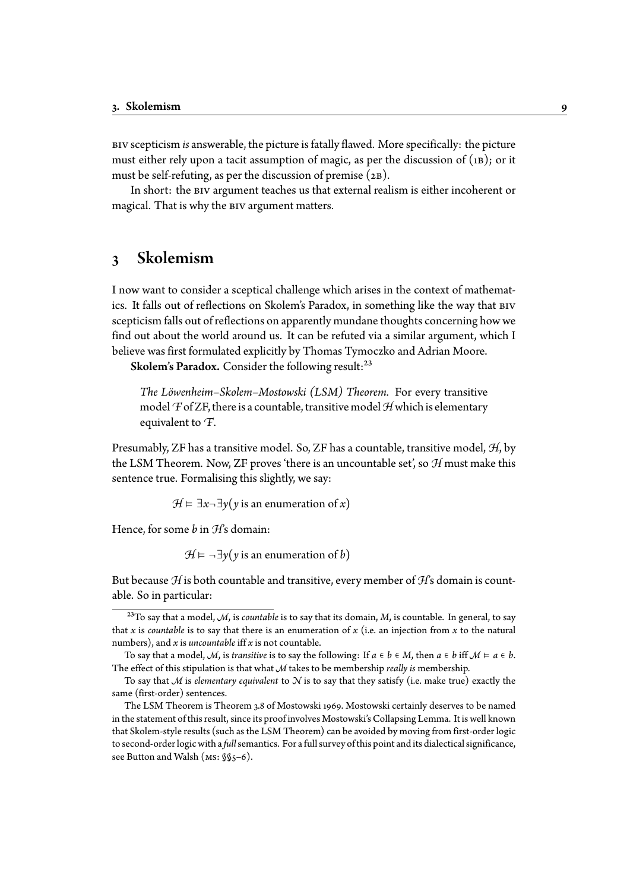BIV scepticism *is* answerable, the picture is fatally flawed. More specifically: the picture must either rely upon a tacit assumption of magic, as per the discussion of (1B); or it must be self-refuting, as per the discussion of premise (2B).

In short: the BIV argument teaches us that external realism is either incoherent or magical. That is why the BIV argument matters.

## 3 Skolemism

I now want to consider a sceptical challenge which arises in the context of mathematics. It falls out of reflections on Skolem's Paradox, in something like the way that BIV scepticism falls out of reflections on apparently mundane thoughts concerning how we find out about the world around us. It can be refuted via a similar argument, which I believe was first formulated explicitly by Thomas Tymoczko and Adrian Moore.

**Skolem's Paradox.** Consider the following result:[23]

> *The Löwenheim–Skolem–Mostowski (LSM) Theorem.* For every transitive model $\mathcal{F}$ of ZF, there is a countable, transitive model $\mathcal{H}$ which is elementary equivalent to $\mathcal{F}$.

Presumably, ZF has a transitive model. So, ZF has a countable, transitive model, $\mathcal{H}$, by the LSM Theorem. Now, ZF proves 'there is an uncountable set', so $\mathcal{H}$ must make this sentence true. Formalising this slightly, we say:

$$\mathcal{H} \vDash \exists x \neg \exists y (y \text{ is an enumeration of } x)$$

Hence, for some $b$ in $\mathcal{H}$'s domain:

$$\mathcal{H} \vDash \neg \exists y (y \text{ is an enumeration of } b)$$

But because $\mathcal{H}$ is both countable and transitive, every member of $\mathcal{H}$'s domain is countable. So in particular:

---

[23] To say that a model, $\mathcal{M}$, is *countable* is to say that its domain, $M$, is countable. In general, to say that $x$ is *countable* is to say that there is an enumeration of $x$ (i.e. an injection from $x$ to the natural numbers), and $x$ is *uncountable* iff $x$ is not countable.

To say that a model, $\mathcal{M}$, is *transitive* is to say the following: If $a \in b \in M$, then $a \in b$ iff $\mathcal{M} \vDash a \in b$. The effect of this stipulation is that what $\mathcal{M}$ takes to be membership *really is* membership.

To say that $\mathcal{M}$ is *elementary equivalent* to $\mathcal{N}$ is to say that they satisfy (i.e. make true) exactly the same (first-order) sentences.

The LSM Theorem is Theorem 3.8 of Mostowski 1969. Mostowski certainly deserves to be named in the statement of this result, since its proof involves Mostowski's Collapsing Lemma. It is well known that Skolem-style results (such as the LSM Theorem) can be avoided by moving from first-order logic to second-order logic with a *full* semantics. For a full survey of this point and its dialectical significance, see Button and Walsh (MS: §§5–6).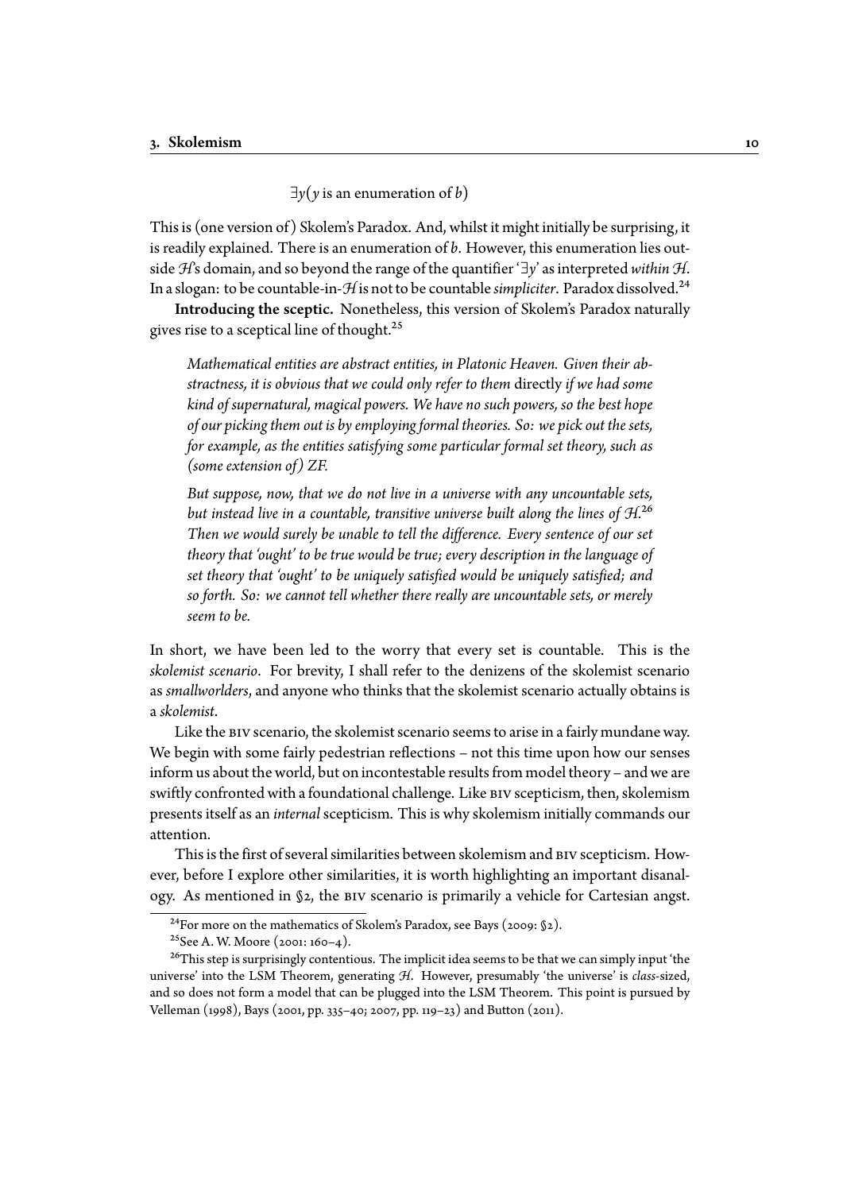$$\exists y(y \text{ is an enumeration of } b)$$

This is (one version of) Skolem's Paradox. And, whilst it might initially be surprising, it is readily explained. There is an enumeration of $b$. However, this enumeration lies outside $\mathcal{H}$'s domain, and so beyond the range of the quantifier '$\exists y$' as interpreted *within* $\mathcal{H}$. In a slogan: to be countable-in-$\mathcal{H}$ is not to be countable *simpliciter*. Paradox dissolved.[24]

**Introducing the sceptic.** Nonetheless, this version of Skolem's Paradox naturally gives rise to a sceptical line of thought.[25]

> *Mathematical entities are abstract entities, in Platonic Heaven. Given their abstractness, it is obvious that we could only refer to them* directly *if we had some kind of supernatural, magical powers. We have no such powers, so the best hope of our picking them out is by employing formal theories. So: we pick out the sets, for example, as the entities satisfying some particular formal set theory, such as (some extension of) ZF.*
>
> *But suppose, now, that we do not live in a universe with any uncountable sets, but instead live in a countable, transitive universe built along the lines of $\mathcal{H}$.[26] Then we would surely be unable to tell the difference. Every sentence of our set theory that 'ought' to be true would be true; every description in the language of set theory that 'ought' to be uniquely satisfied would be uniquely satisfied; and so forth. So: we cannot tell whether there really are uncountable sets, or merely seem to be.*

In short, we have been led to the worry that every set is countable. This is the *skolemist scenario*. For brevity, I shall refer to the denizens of the skolemist scenario as *smallworlders*, and anyone who thinks that the skolemist scenario actually obtains is a *skolemist*.

Like the BIV scenario, the skolemist scenario seems to arise in a fairly mundane way. We begin with some fairly pedestrian reflections – not this time upon how our senses inform us about the world, but on incontestable results from model theory – and we are swiftly confronted with a foundational challenge. Like BIV scepticism, then, skolemism presents itself as an *internal* scepticism. This is why skolemism initially commands our attention.

This is the first of several similarities between skolemism and BIV scepticism. However, before I explore other similarities, it is worth highlighting an important disanalogy. As mentioned in §2, the BIV scenario is primarily a vehicle for Cartesian angst.

---

[24] For more on the mathematics of Skolem's Paradox, see Bays (2009: §2).

[25] See A. W. Moore (2001: 160–4).

[26] This step is surprisingly contentious. The implicit idea seems to be that we can simply input 'the universe' into the LSM Theorem, generating $\mathcal{H}$. However, presumably 'the universe' is *class*-sized, and so does not form a model that can be plugged into the LSM Theorem. This point is pursued by Velleman (1998), Bays (2001, pp. 335–40; 2007, pp. 119–23) and Button (2011).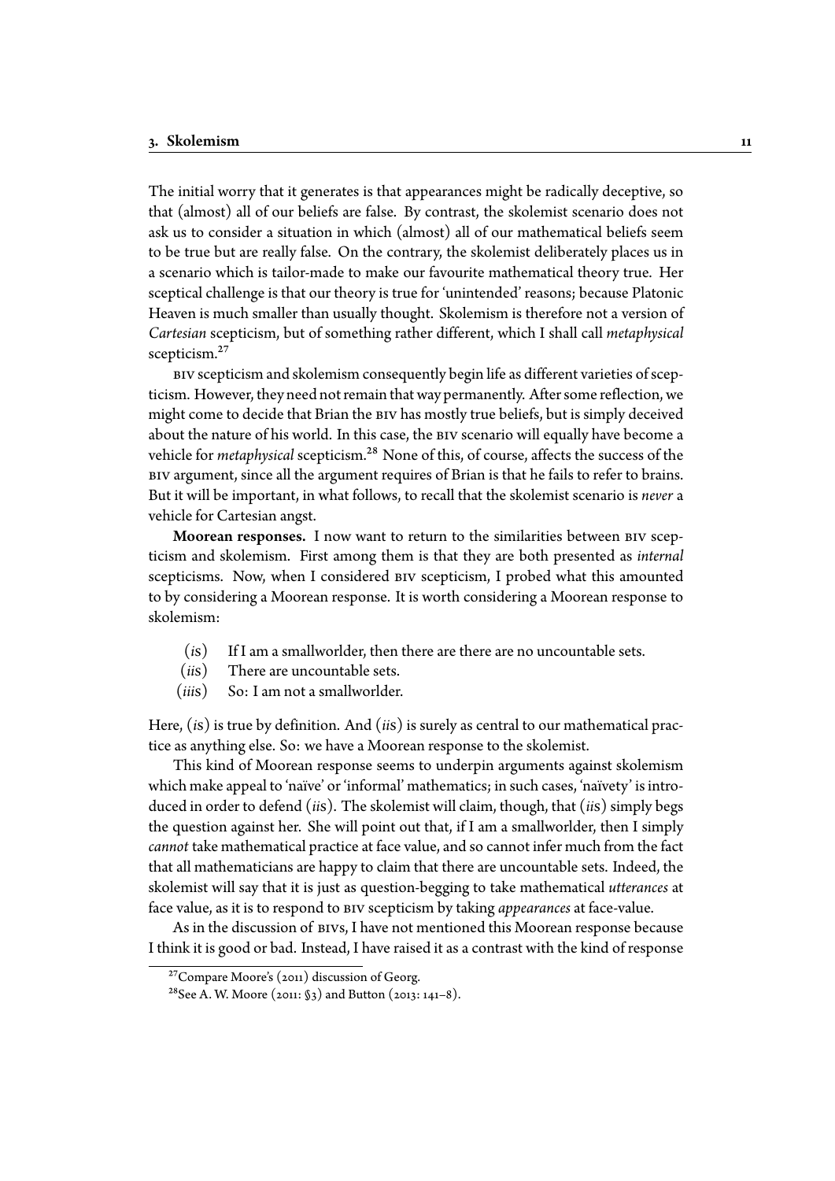The initial worry that it generates is that appearances might be radically deceptive, so that (almost) all of our beliefs are false. By contrast, the skolemist scenario does not ask us to consider a situation in which (almost) all of our mathematical beliefs seem to be true but are really false. On the contrary, the skolemist deliberately places us in a scenario which is tailor-made to make our favourite mathematical theory true. Her sceptical challenge is that our theory is true for 'unintended' reasons; because Platonic Heaven is much smaller than usually thought. Skolemism is therefore not a version of *Cartesian* scepticism, but of something rather different, which I shall call *metaphysical* scepticism.[27]

BIV scepticism and skolemism consequently begin life as different varieties of scepticism. However, they need not remain that way permanently. After some reflection, we might come to decide that Brian the BIV has mostly true beliefs, but is simply deceived about the nature of his world. In this case, the BIV scenario will equally have become a vehicle for *metaphysical* scepticism.[28] None of this, of course, affects the success of the BIV argument, since all the argument requires of Brian is that he fails to refer to brains. But it will be important, in what follows, to recall that the skolemist scenario is *never* a vehicle for Cartesian angst.

**Moorean responses.** I now want to return to the similarities between BIV scepticism and skolemism. First among them is that they are both presented as *internal* scepticisms. Now, when I considered BIV scepticism, I probed what this amounted to by considering a Moorean response. It is worth considering a Moorean response to skolemism:

- (*i*S) If I am a smallworlder, then there are there are no uncountable sets.
- (*ii*S) There are uncountable sets.
- (*iii*S) So: I am not a smallworlder.

Here, (*i*S) is true by definition. And (*ii*S) is surely as central to our mathematical practice as anything else. So: we have a Moorean response to the skolemist.

This kind of Moorean response seems to underpin arguments against skolemism which make appeal to 'naïve' or 'informal' mathematics; in such cases, 'naïvety' is introduced in order to defend (*ii*S). The skolemist will claim, though, that (*ii*S) simply begs the question against her. She will point out that, if I am a smallworlder, then I simply *cannot* take mathematical practice at face value, and so cannot infer much from the fact that all mathematicians are happy to claim that there are uncountable sets. Indeed, the skolemist will say that it is just as question-begging to take mathematical *utterances* at face value, as it is to respond to BIV scepticism by taking *appearances* at face-value.

As in the discussion of BIVs, I have not mentioned this Moorean response because I think it is good or bad. Instead, I have raised it as a contrast with the kind of response

[27] Compare Moore's (2011) discussion of Georg.

[28] See A. W. Moore (2011: §3) and Button (2013: 141–8).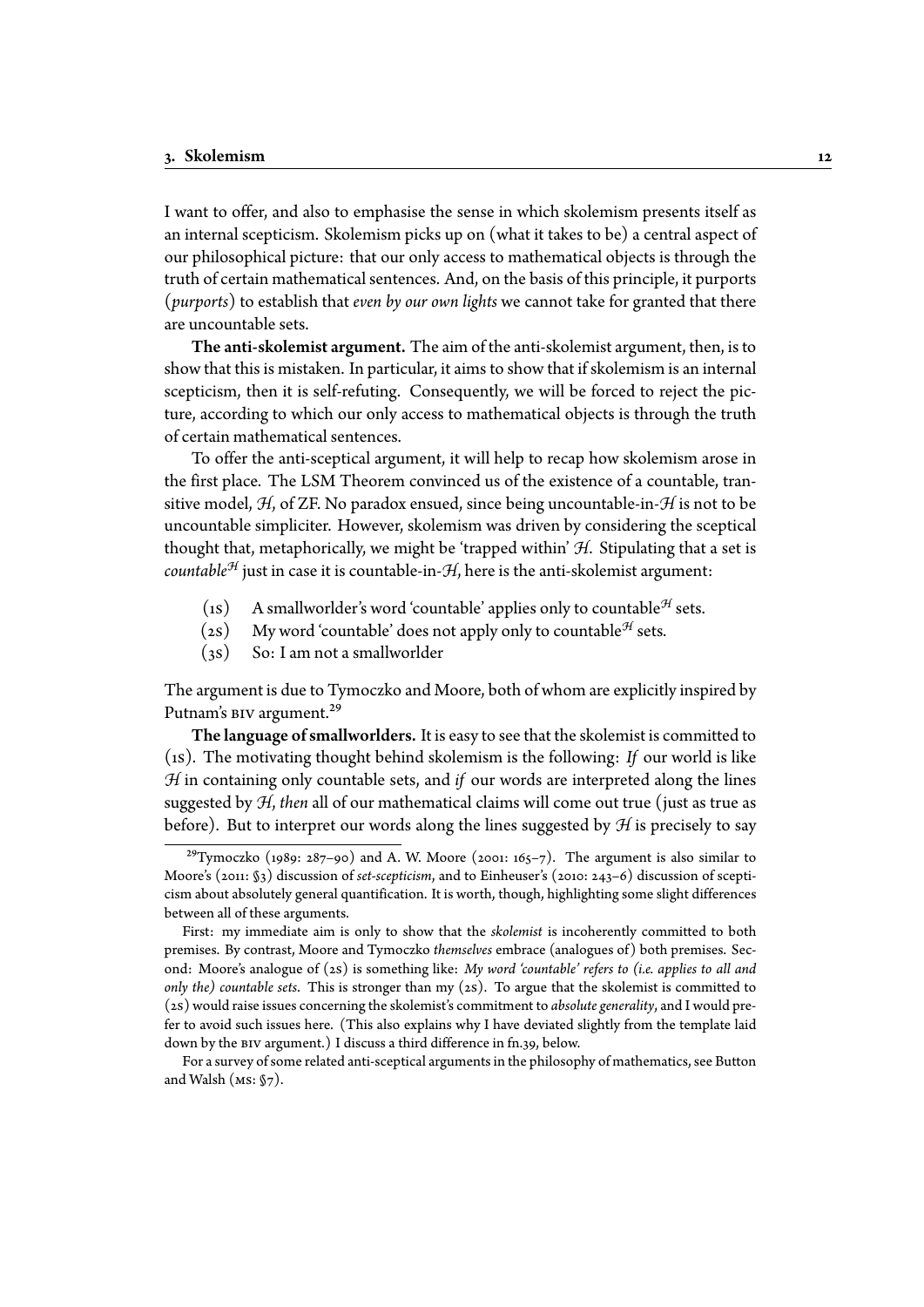I want to offer, and also to emphasise the sense in which skolemism presents itself as an internal scepticism. Skolemism picks up on (what it takes to be) a central aspect of our philosophical picture: that our only access to mathematical objects is through the truth of certain mathematical sentences. And, on the basis of this principle, it purports (*purports*) to establish that *even by our own lights* we cannot take for granted that there are uncountable sets.

**The anti-skolemist argument.** The aim of the anti-skolemist argument, then, is to show that this is mistaken. In particular, it aims to show that if skolemism is an internal scepticism, then it is self-refuting. Consequently, we will be forced to reject the picture, according to which our only access to mathematical objects is through the truth of certain mathematical sentences.

To offer the anti-sceptical argument, it will help to recap how skolemism arose in the first place. The LSM Theorem convinced us of the existence of a countable, transitive model, $\mathcal{H}$, of ZF. No paradox ensued, since being uncountable-in-$\mathcal{H}$ is not to be uncountable simpliciter. However, skolemism was driven by considering the sceptical thought that, metaphorically, we might be 'trapped within' $\mathcal{H}$. Stipulating that a set is *countable*$^{\mathcal{H}}$ just in case it is countable-in-$\mathcal{H}$, here is the anti-skolemist argument:

(1s) A smallworlder's word 'countable' applies only to countable$^{\mathcal{H}}$ sets.

(2s) My word 'countable' does not apply only to countable$^{\mathcal{H}}$ sets.

(3s) So: I am not a smallworlder

The argument is due to Tymoczko and Moore, both of whom are explicitly inspired by Putnam's BIV argument.[29]

**The language of smallworlders.** It is easy to see that the skolemist is committed to (1s). The motivating thought behind skolemism is the following: *If* our world is like $\mathcal{H}$ in containing only countable sets, and *if* our words are interpreted along the lines suggested by $\mathcal{H}$, *then* all of our mathematical claims will come out true (just as true as before). But to interpret our words along the lines suggested by $\mathcal{H}$ is precisely to say

---

[29] Tymoczko (1989: 287–90) and A. W. Moore (2001: 165–7). The argument is also similar to Moore's (2011: §3) discussion of *set-scepticism*, and to Einheuser's (2010: 243–6) discussion of scepticism about absolutely general quantification. It is worth, though, highlighting some slight differences between all of these arguments.

First: my immediate aim is only to show that the *skolemist* is incoherently committed to both premises. By contrast, Moore and Tymoczko *themselves* embrace (analogues of) both premises. Second: Moore's analogue of (2s) is something like: *My word 'countable' refers to (i.e. applies to all and only the) countable sets*. This is stronger than my (2s). To argue that the skolemist is committed to (2s) would raise issues concerning the skolemist's commitment to *absolute generality*, and I would prefer to avoid such issues here. (This also explains why I have deviated slightly from the template laid down by the BIV argument.) I discuss a third difference in fn.39, below.

For a survey of some related anti-sceptical arguments in the philosophy of mathematics, see Button and Walsh (MS: §7).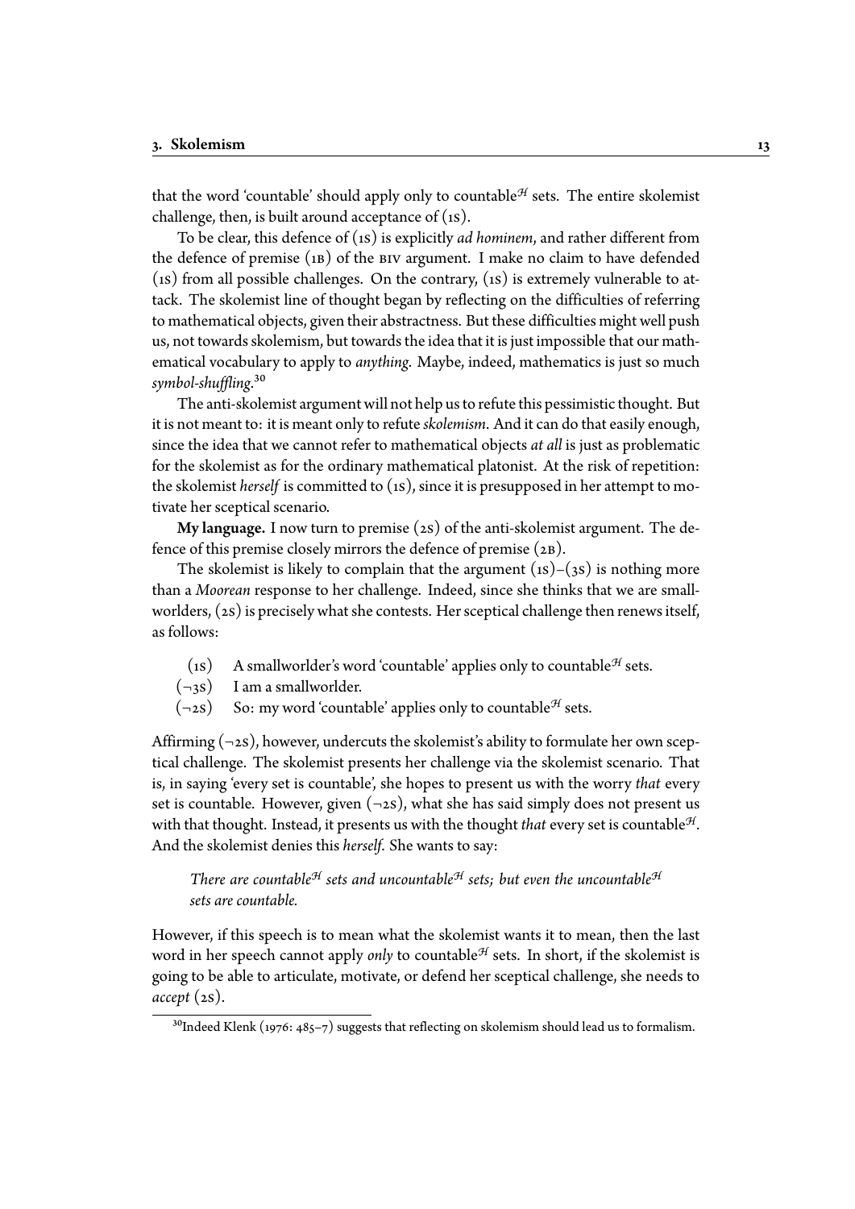that the word 'countable' should apply only to countable$^{\mathcal{H}}$ sets. The entire skolemist challenge, then, is built around acceptance of (1S).

To be clear, this defence of (1S) is explicitly *ad hominem*, and rather different from the defence of premise (1B) of the BIV argument. I make no claim to have defended (1S) from all possible challenges. On the contrary, (1S) is extremely vulnerable to attack. The skolemist line of thought began by reflecting on the difficulties of referring to mathematical objects, given their abstractness. But these difficulties might well push us, not towards skolemism, but towards the idea that it is just impossible that our mathematical vocabulary to apply to *anything*. Maybe, indeed, mathematics is just so much *symbol-shuffling*.[30]

The anti-skolemist argument will not help us to refute this pessimistic thought. But it is not meant to: it is meant only to refute *skolemism*. And it can do that easily enough, since the idea that we cannot refer to mathematical objects *at all* is just as problematic for the skolemist as for the ordinary mathematical platonist. At the risk of repetition: the skolemist *herself* is committed to (1S), since it is presupposed in her attempt to motivate her sceptical scenario.

**My language.** I now turn to premise (2S) of the anti-skolemist argument. The defence of this premise closely mirrors the defence of premise (2B).

The skolemist is likely to complain that the argument (1S)–(3S) is nothing more than a *Moorean* response to her challenge. Indeed, since she thinks that we are smallworlders, (2S) is precisely what she contests. Her sceptical challenge then renews itself, as follows:

- (1S) A smallworlder's word 'countable' applies only to countable$^{\mathcal{H}}$ sets.
- ($\neg$3S) I am a smallworlder.
- ($\neg$2S) So: my word 'countable' applies only to countable$^{\mathcal{H}}$ sets.

Affirming ($\neg$2S), however, undercuts the skolemist's ability to formulate her own sceptical challenge. The skolemist presents her challenge via the skolemist scenario. That is, in saying 'every set is countable', she hopes to present us with the worry *that* every set is countable. However, given ($\neg$2S), what she has said simply does not present us with that thought. Instead, it presents us with the thought *that* every set is countable$^{\mathcal{H}}$. And the skolemist denies this *herself*. She wants to say:

> *There are countable$^{\mathcal{H}}$ sets and uncountable$^{\mathcal{H}}$ sets; but even the uncountable$^{\mathcal{H}}$ sets are countable.*

However, if this speech is to mean what the skolemist wants it to mean, then the last word in her speech cannot apply *only* to countable$^{\mathcal{H}}$ sets. In short, if the skolemist is going to be able to articulate, motivate, or defend her sceptical challenge, she needs to *accept* (2S).

[30] Indeed Klenk (1976: 485–7) suggests that reflecting on skolemism should lead us to formalism.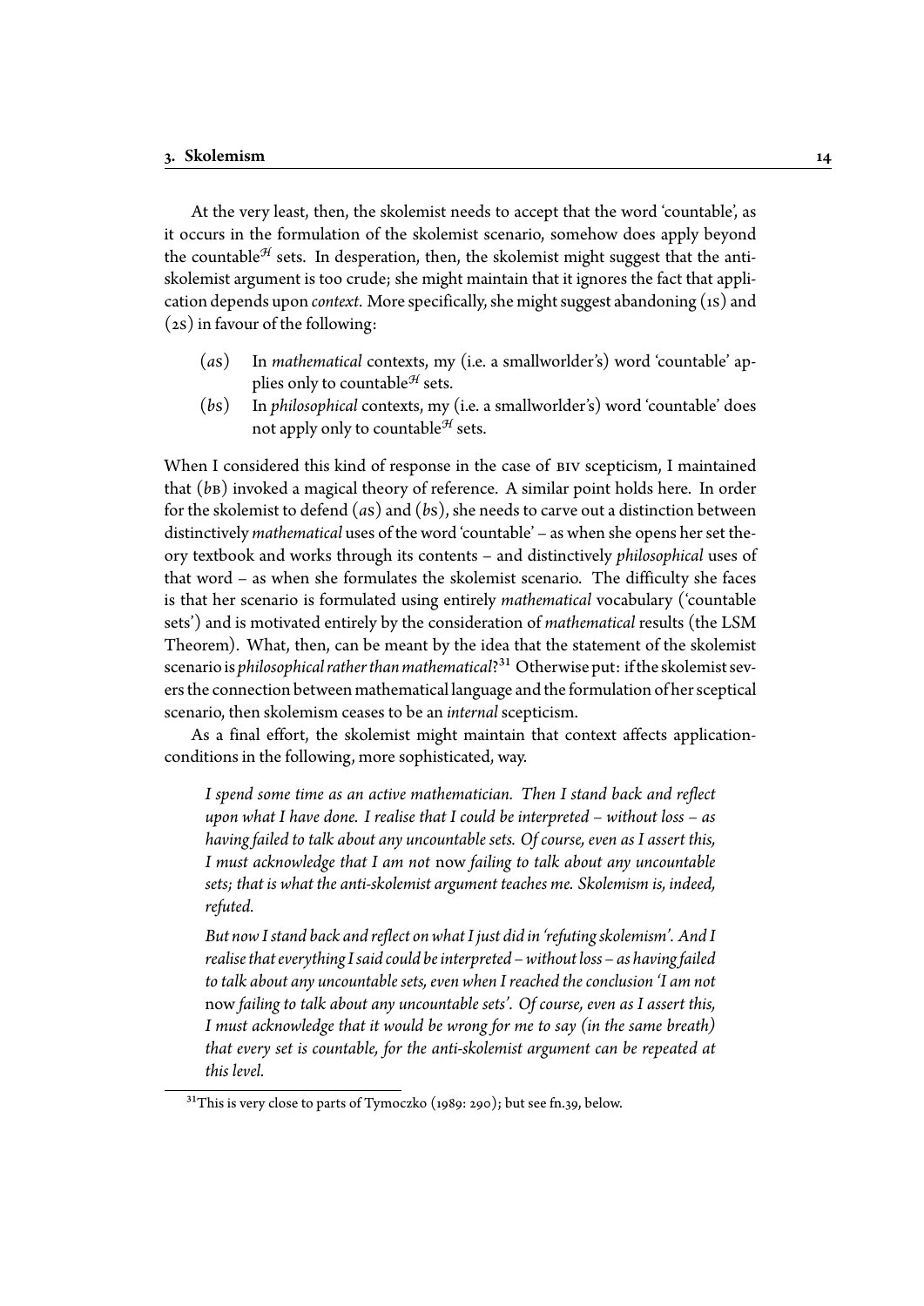At the very least, then, the skolemist needs to accept that the word 'countable', as it occurs in the formulation of the skolemist scenario, somehow does apply beyond the countable$^{\mathcal{H}}$ sets. In desperation, then, the skolemist might suggest that the anti-skolemist argument is too crude; she might maintain that it ignores the fact that application depends upon *context*. More specifically, she might suggest abandoning (1s) and (2s) in favour of the following:

(*a*s) In *mathematical* contexts, my (i.e. a smallworlder's) word 'countable' applies only to countable$^{\mathcal{H}}$ sets.

(*b*s) In *philosophical* contexts, my (i.e. a smallworlder's) word 'countable' does not apply only to countable$^{\mathcal{H}}$ sets.

When I considered this kind of response in the case of BIV scepticism, I maintained that (*b*B) invoked a magical theory of reference. A similar point holds here. In order for the skolemist to defend (*a*s) and (*b*s), she needs to carve out a distinction between distinctively *mathematical* uses of the word 'countable' – as when she opens her set theory textbook and works through its contents – and distinctively *philosophical* uses of that word – as when she formulates the skolemist scenario. The difficulty she faces is that her scenario is formulated using entirely *mathematical* vocabulary ('countable sets') and is motivated entirely by the consideration of *mathematical* results (the LSM Theorem). What, then, can be meant by the idea that the statement of the skolemist scenario is *philosophical rather than mathematical*?[31] Otherwise put: if the skolemist severs the connection between mathematical language and the formulation of her sceptical scenario, then skolemism ceases to be an *internal* scepticism.

As a final effort, the skolemist might maintain that context affects application-conditions in the following, more sophisticated, way.

> *I spend some time as an active mathematician. Then I stand back and reflect upon what I have done. I realise that I could be interpreted – without loss – as having failed to talk about any uncountable sets. Of course, even as I assert this, I must acknowledge that I am not* now *failing to talk about any uncountable sets; that is what the anti-skolemist argument teaches me. Skolemism is, indeed, refuted.*
>
> *But now I stand back and reflect on what I just did in 'refuting skolemism'. And I realise that everything I said could be interpreted – without loss – as having failed to talk about any uncountable sets, even when I reached the conclusion 'I am not* now *failing to talk about any uncountable sets'. Of course, even as I assert this, I must acknowledge that it would be wrong for me to say (in the same breath) that every set is countable, for the anti-skolemist argument can be repeated at this level.*

[31] This is very close to parts of Tymoczko (1989: 290); but see fn.39, below.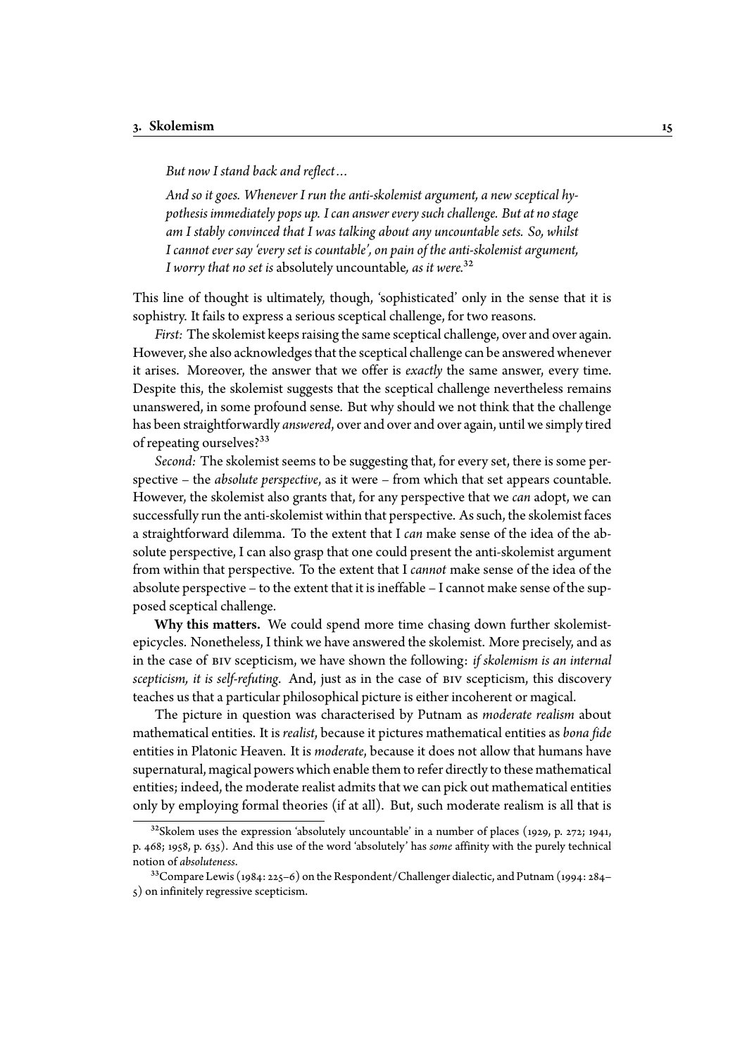*But now I stand back and reflect…*

*And so it goes. Whenever I run the anti-skolemist argument, a new sceptical hypothesis immediately pops up. I can answer every such challenge. But at no stage am I stably convinced that I was talking about any uncountable sets. So, whilst I cannot ever say 'every set is countable', on pain of the anti-skolemist argument, I worry that no set is* absolutely uncountable, *as it were.*[32]

This line of thought is ultimately, though, 'sophisticated' only in the sense that it is sophistry. It fails to express a serious sceptical challenge, for two reasons.

*First:* The skolemist keeps raising the same sceptical challenge, over and over again. However, she also acknowledges that the sceptical challenge can be answered whenever it arises. Moreover, the answer that we offer is *exactly* the same answer, every time. Despite this, the skolemist suggests that the sceptical challenge nevertheless remains unanswered, in some profound sense. But why should we not think that the challenge has been straightforwardly *answered*, over and over and over again, until we simply tired of repeating ourselves?[33]

*Second:* The skolemist seems to be suggesting that, for every set, there is some perspective – the *absolute perspective*, as it were – from which that set appears countable. However, the skolemist also grants that, for any perspective that we *can* adopt, we can successfully run the anti-skolemist within that perspective. As such, the skolemist faces a straightforward dilemma. To the extent that I *can* make sense of the idea of the absolute perspective, I can also grasp that one could present the anti-skolemist argument from within that perspective. To the extent that I *cannot* make sense of the idea of the absolute perspective – to the extent that it is ineffable – I cannot make sense of the supposed sceptical challenge.

**Why this matters.** We could spend more time chasing down further skolemist-epicycles. Nonetheless, I think we have answered the skolemist. More precisely, and as in the case of BIV scepticism, we have shown the following: *if skolemism is an internal scepticism, it is self-refuting*. And, just as in the case of BIV scepticism, this discovery teaches us that a particular philosophical picture is either incoherent or magical.

The picture in question was characterised by Putnam as *moderate realism* about mathematical entities. It is *realist*, because it pictures mathematical entities as *bona fide* entities in Platonic Heaven. It is *moderate*, because it does not allow that humans have supernatural, magical powers which enable them to refer directly to these mathematical entities; indeed, the moderate realist admits that we can pick out mathematical entities only by employing formal theories (if at all). But, such moderate realism is all that is

---

[32] Skolem uses the expression 'absolutely uncountable' in a number of places (1929, p. 272; 1941, p. 468; 1958, p. 635). And this use of the word 'absolutely' has *some* affinity with the purely technical notion of *absoluteness*.

[33] Compare Lewis (1984: 225–6) on the Respondent/Challenger dialectic, and Putnam (1994: 284–5) on infinitely regressive scepticism.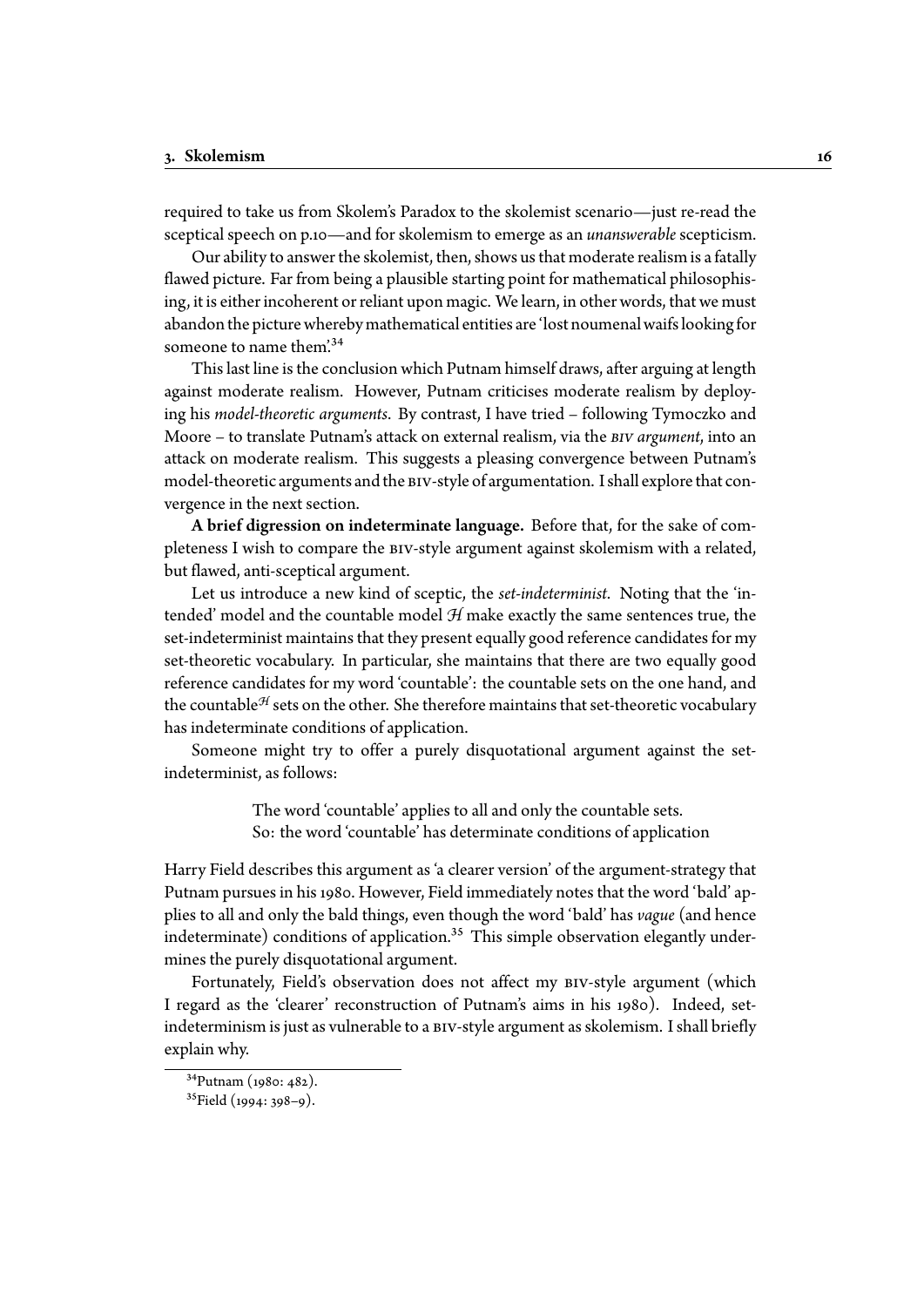required to take us from Skolem's Paradox to the skolemist scenario—just re-read the sceptical speech on p.10—and for skolemism to emerge as an *unanswerable* scepticism.

Our ability to answer the skolemist, then, shows us that moderate realism is a fatally flawed picture. Far from being a plausible starting point for mathematical philosophising, it is either incoherent or reliant upon magic. We learn, in other words, that we must abandon the picture whereby mathematical entities are 'lost noumenal waifs looking for someone to name them'.[34]

This last line is the conclusion which Putnam himself draws, after arguing at length against moderate realism. However, Putnam criticises moderate realism by deploying his *model-theoretic arguments*. By contrast, I have tried – following Tymoczko and Moore – to translate Putnam's attack on external realism, via the *BIV argument*, into an attack on moderate realism. This suggests a pleasing convergence between Putnam's model-theoretic arguments and the BIV-style of argumentation. I shall explore that convergence in the next section.

**A brief digression on indeterminate language.** Before that, for the sake of completeness I wish to compare the BIV-style argument against skolemism with a related, but flawed, anti-sceptical argument.

Let us introduce a new kind of sceptic, the *set-indeterminist*. Noting that the 'intended' model and the countable model $\mathcal{H}$ make exactly the same sentences true, the set-indeterminist maintains that they present equally good reference candidates for my set-theoretic vocabulary. In particular, she maintains that there are two equally good reference candidates for my word 'countable': the countable sets on the one hand, and the countable$^{\mathcal{H}}$ sets on the other. She therefore maintains that set-theoretic vocabulary has indeterminate conditions of application.

Someone might try to offer a purely disquotational argument against the set-indeterminist, as follows:

> The word 'countable' applies to all and only the countable sets.
> So: the word 'countable' has determinate conditions of application

Harry Field describes this argument as 'a clearer version' of the argument-strategy that Putnam pursues in his 1980. However, Field immediately notes that the word 'bald' applies to all and only the bald things, even though the word 'bald' has *vague* (and hence indeterminate) conditions of application.[35] This simple observation elegantly undermines the purely disquotational argument.

Fortunately, Field's observation does not affect my BIV-style argument (which I regard as the 'clearer' reconstruction of Putnam's aims in his 1980). Indeed, set-indeterminism is just as vulnerable to a BIV-style argument as skolemism. I shall briefly explain why.

---

[34] Putnam (1980: 482).

[35] Field (1994: 398–9).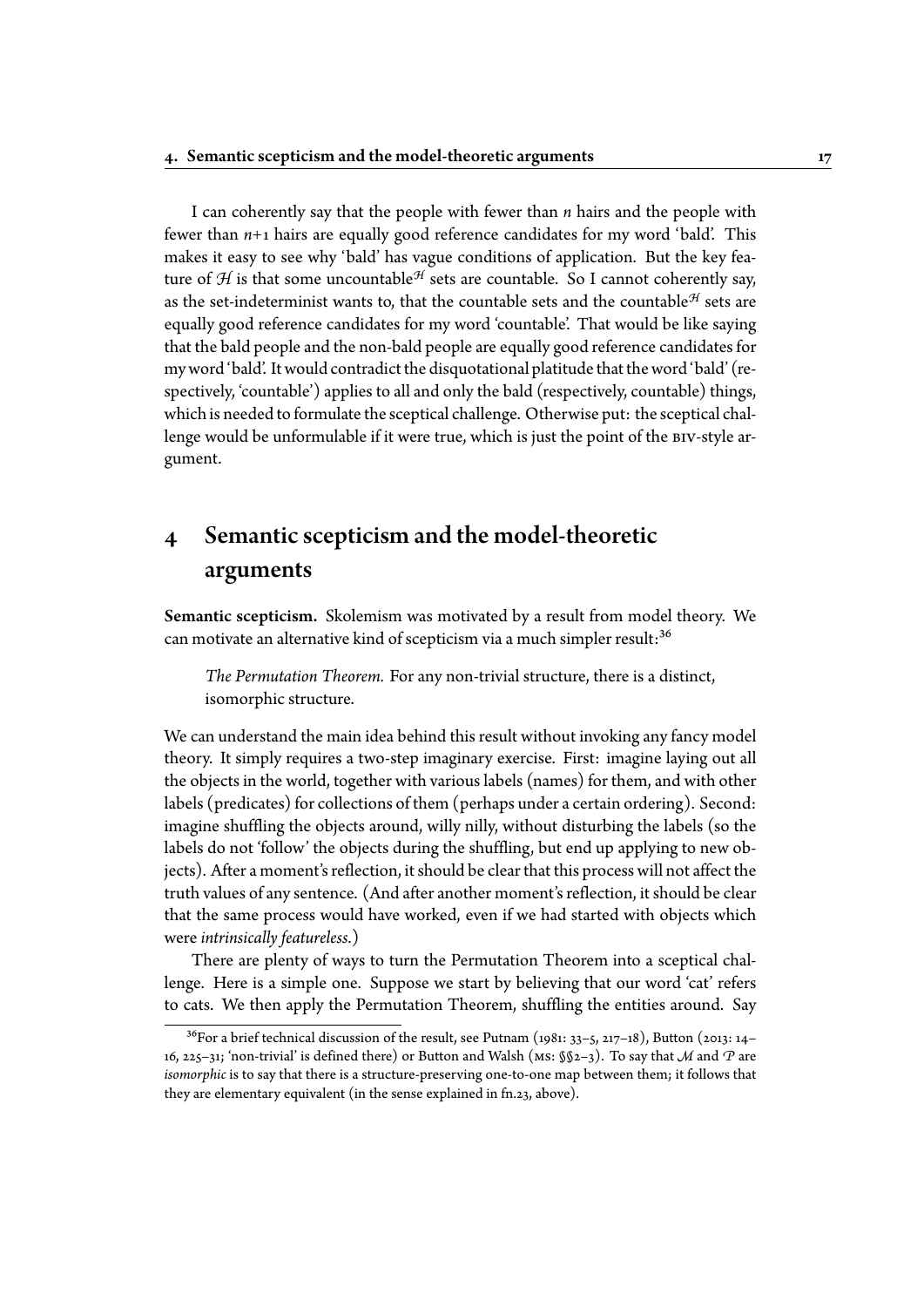I can coherently say that the people with fewer than $n$ hairs and the people with fewer than $n+1$ hairs are equally good reference candidates for my word 'bald'. This makes it easy to see why 'bald' has vague conditions of application. But the key feature of $\mathcal{H}$ is that some uncountable$^{\mathcal{H}}$ sets are countable. So I cannot coherently say, as the set-indeterminist wants to, that the countable sets and the countable$^{\mathcal{H}}$ sets are equally good reference candidates for my word 'countable'. That would be like saying that the bald people and the non-bald people are equally good reference candidates for my word 'bald'. It would contradict the disquotational platitude that the word 'bald' (respectively, 'countable') applies to all and only the bald (respectively, countable) things, which is needed to formulate the sceptical challenge. Otherwise put: the sceptical challenge would be unformulable if it were true, which is just the point of the BIV-style argument.

# 4 Semantic scepticism and the model-theoretic arguments

**Semantic scepticism.** Skolemism was motivated by a result from model theory. We can motivate an alternative kind of scepticism via a much simpler result:[36]

> *The Permutation Theorem.* For any non-trivial structure, there is a distinct, isomorphic structure.

We can understand the main idea behind this result without invoking any fancy model theory. It simply requires a two-step imaginary exercise. First: imagine laying out all the objects in the world, together with various labels (names) for them, and with other labels (predicates) for collections of them (perhaps under a certain ordering). Second: imagine shuffling the objects around, willy nilly, without disturbing the labels (so the labels do not 'follow' the objects during the shuffling, but end up applying to new objects). After a moment's reflection, it should be clear that this process will not affect the truth values of any sentence. (And after another moment's reflection, it should be clear that the same process would have worked, even if we had started with objects which were *intrinsically featureless*.)

There are plenty of ways to turn the Permutation Theorem into a sceptical challenge. Here is a simple one. Suppose we start by believing that our word 'cat' refers to cats. We then apply the Permutation Theorem, shuffling the entities around. Say

---

[36] For a brief technical discussion of the result, see Putnam (1981: 33–5, 217–18), Button (2013: 14–16, 225–31; 'non-trivial' is defined there) or Button and Walsh (MS: §§2–3). To say that $\mathcal{M}$ and $\mathcal{P}$ are *isomorphic* is to say that there is a structure-preserving one-to-one map between them; it follows that they are elementary equivalent (in the sense explained in fn.23, above).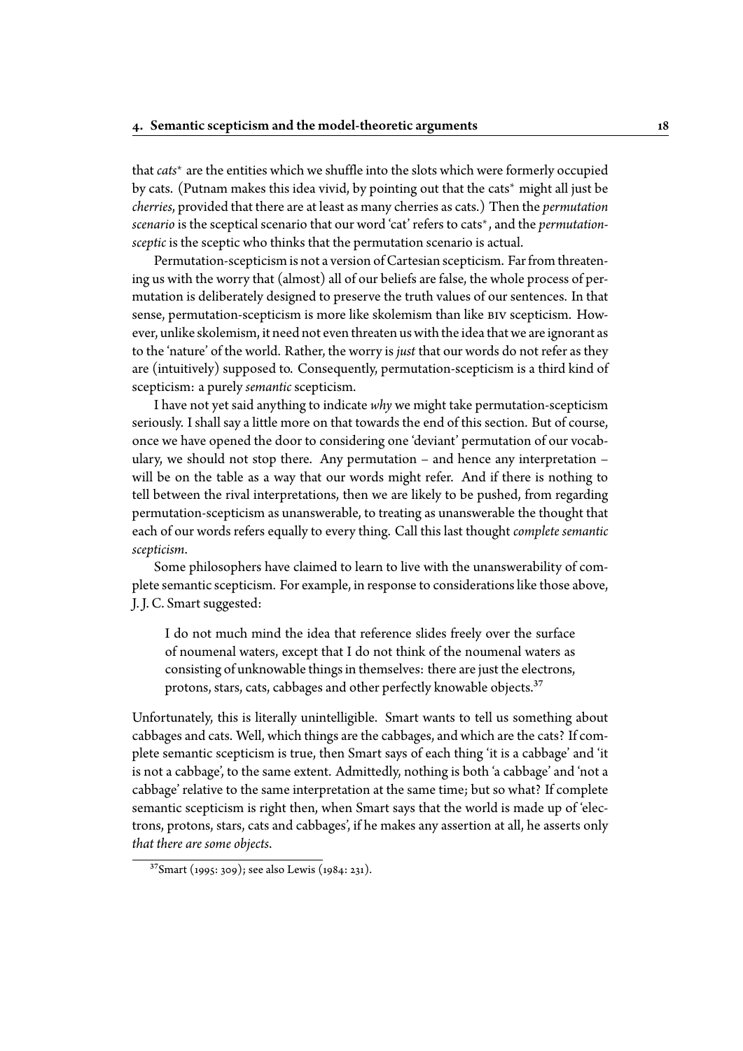that *cats** are the entities which we shuffle into the slots which were formerly occupied by cats. (Putnam makes this idea vivid, by pointing out that the cats* might all just be *cherries*, provided that there are at least as many cherries as cats.) Then the *permutation scenario* is the sceptical scenario that our word 'cat' refers to cats*, and the *permutation-sceptic* is the sceptic who thinks that the permutation scenario is actual.

Permutation-scepticism is not a version of Cartesian scepticism. Far from threatening us with the worry that (almost) all of our beliefs are false, the whole process of permutation is deliberately designed to preserve the truth values of our sentences. In that sense, permutation-scepticism is more like skolemism than like BIV scepticism. However, unlike skolemism, it need not even threaten us with the idea that we are ignorant as to the 'nature' of the world. Rather, the worry is *just* that our words do not refer as they are (intuitively) supposed to. Consequently, permutation-scepticism is a third kind of scepticism: a purely *semantic* scepticism.

I have not yet said anything to indicate *why* we might take permutation-scepticism seriously. I shall say a little more on that towards the end of this section. But of course, once we have opened the door to considering one 'deviant' permutation of our vocabulary, we should not stop there. Any permutation – and hence any interpretation – will be on the table as a way that our words might refer. And if there is nothing to tell between the rival interpretations, then we are likely to be pushed, from regarding permutation-scepticism as unanswerable, to treating as unanswerable the thought that each of our words refers equally to every thing. Call this last thought *complete semantic scepticism*.

Some philosophers have claimed to learn to live with the unanswerability of complete semantic scepticism. For example, in response to considerations like those above, J. J. C. Smart suggested:

> I do not much mind the idea that reference slides freely over the surface of noumenal waters, except that I do not think of the noumenal waters as consisting of unknowable things in themselves: there are just the electrons, protons, stars, cats, cabbages and other perfectly knowable objects.[37]

Unfortunately, this is literally unintelligible. Smart wants to tell us something about cabbages and cats. Well, which things are the cabbages, and which are the cats? If complete semantic scepticism is true, then Smart says of each thing 'it is a cabbage' and 'it is not a cabbage', to the same extent. Admittedly, nothing is both 'a cabbage' and 'not a cabbage' relative to the same interpretation at the same time; but so what? If complete semantic scepticism is right then, when Smart says that the world is made up of 'electrons, protons, stars, cats and cabbages', if he makes any assertion at all, he asserts only *that there are some objects*.

[37] Smart (1995: 309); see also Lewis (1984: 231).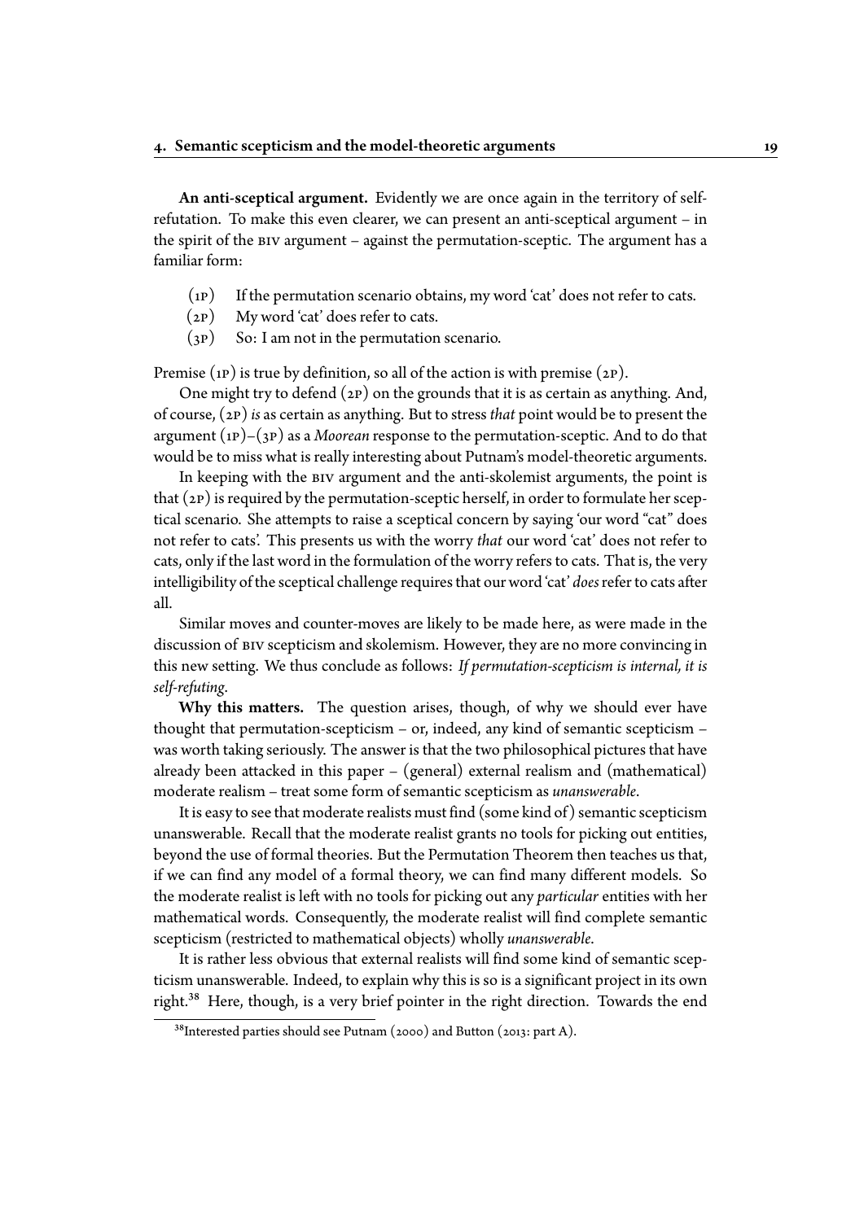**An anti-sceptical argument.** Evidently we are once again in the territory of self-refutation. To make this even clearer, we can present an anti-sceptical argument – in the spirit of the BIV argument – against the permutation-sceptic. The argument has a familiar form:

- (1P) If the permutation scenario obtains, my word 'cat' does not refer to cats.
- (2P) My word 'cat' does refer to cats.
- (3P) So: I am not in the permutation scenario.

Premise (1P) is true by definition, so all of the action is with premise (2P).

One might try to defend (2P) on the grounds that it is as certain as anything. And, of course, (2P) *is* as certain as anything. But to stress *that* point would be to present the argument (1P)–(3P) as a *Moorean* response to the permutation-sceptic. And to do that would be to miss what is really interesting about Putnam's model-theoretic arguments.

In keeping with the BIV argument and the anti-skolemist arguments, the point is that (2P) is required by the permutation-sceptic herself, in order to formulate her sceptical scenario. She attempts to raise a sceptical concern by saying 'our word "cat" does not refer to cats'. This presents us with the worry *that* our word 'cat' does not refer to cats, only if the last word in the formulation of the worry refers to cats. That is, the very intelligibility of the sceptical challenge requires that our word 'cat' *does* refer to cats after all.

Similar moves and counter-moves are likely to be made here, as were made in the discussion of BIV scepticism and skolemism. However, they are no more convincing in this new setting. We thus conclude as follows: *If permutation-scepticism is internal, it is self-refuting.*

**Why this matters.** The question arises, though, of why we should ever have thought that permutation-scepticism – or, indeed, any kind of semantic scepticism – was worth taking seriously. The answer is that the two philosophical pictures that have already been attacked in this paper – (general) external realism and (mathematical) moderate realism – treat some form of semantic scepticism as *unanswerable*.

It is easy to see that moderate realists must find (some kind of) semantic scepticism unanswerable. Recall that the moderate realist grants no tools for picking out entities, beyond the use of formal theories. But the Permutation Theorem then teaches us that, if we can find any model of a formal theory, we can find many different models. So the moderate realist is left with no tools for picking out any *particular* entities with her mathematical words. Consequently, the moderate realist will find complete semantic scepticism (restricted to mathematical objects) wholly *unanswerable*.

It is rather less obvious that external realists will find some kind of semantic scepticism unanswerable. Indeed, to explain why this is so is a significant project in its own right.[38] Here, though, is a very brief pointer in the right direction. Towards the end

[38] Interested parties should see Putnam (2000) and Button (2013: part A).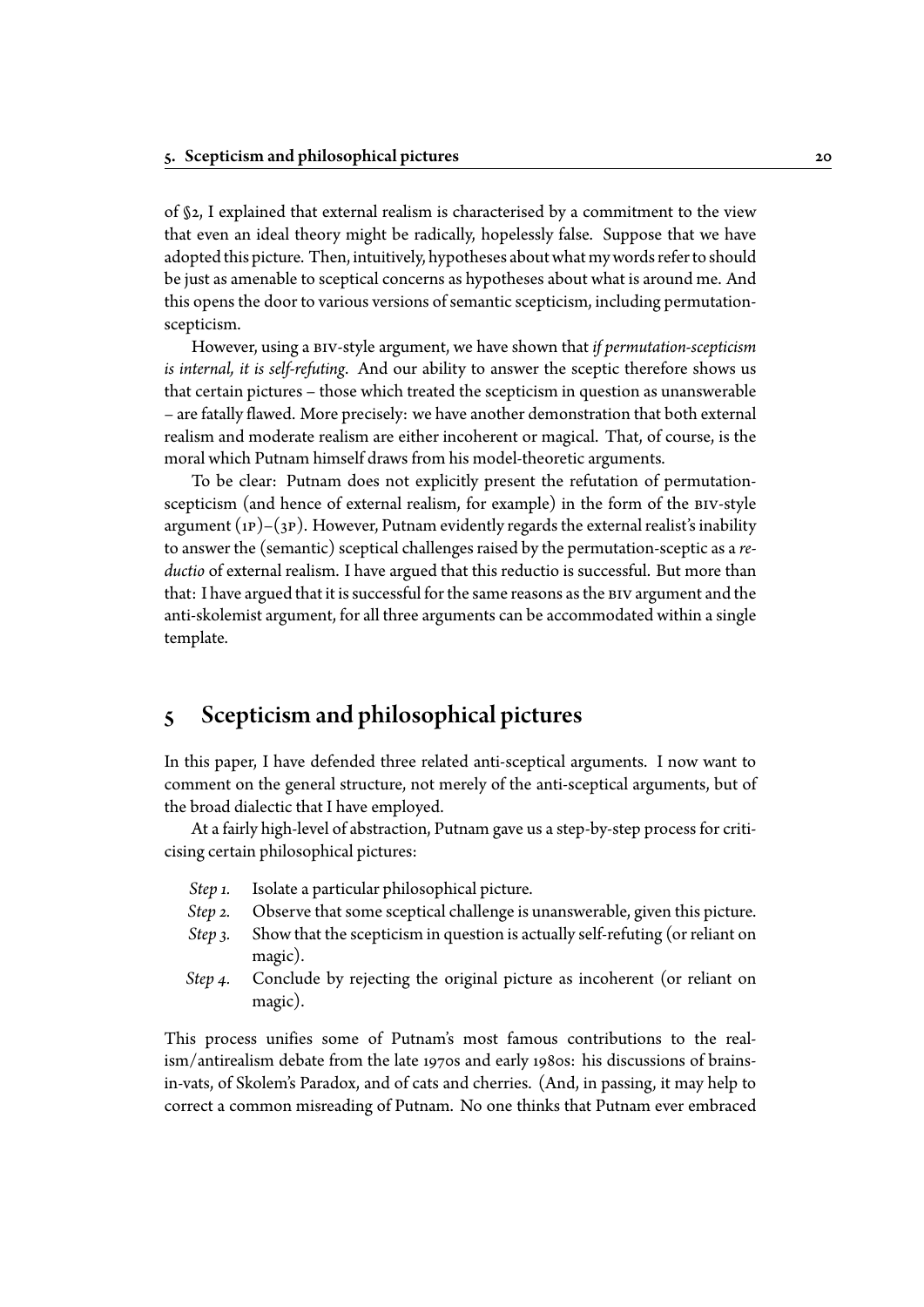of §2, I explained that external realism is characterised by a commitment to the view that even an ideal theory might be radically, hopelessly false. Suppose that we have adopted this picture. Then, intuitively, hypotheses about what my words refer to should be just as amenable to sceptical concerns as hypotheses about what is around me. And this opens the door to various versions of semantic scepticism, including permutation-scepticism.

However, using a BIV-style argument, we have shown that *if permutation-scepticism is internal, it is self-refuting*. And our ability to answer the sceptic therefore shows us that certain pictures – those which treated the scepticism in question as unanswerable – are fatally flawed. More precisely: we have another demonstration that both external realism and moderate realism are either incoherent or magical. That, of course, is the moral which Putnam himself draws from his model-theoretic arguments.

To be clear: Putnam does not explicitly present the refutation of permutation-scepticism (and hence of external realism, for example) in the form of the BIV-style argument (1P)–(3P). However, Putnam evidently regards the external realist's inability to answer the (semantic) sceptical challenges raised by the permutation-sceptic as a *reductio* of external realism. I have argued that this reductio is successful. But more than that: I have argued that it is successful for the same reasons as the BIV argument and the anti-skolemist argument, for all three arguments can be accommodated within a single template.

## 5 Scepticism and philosophical pictures

In this paper, I have defended three related anti-sceptical arguments. I now want to comment on the general structure, not merely of the anti-sceptical arguments, but of the broad dialectic that I have employed.

At a fairly high-level of abstraction, Putnam gave us a step-by-step process for criticising certain philosophical pictures:

- *Step 1.* Isolate a particular philosophical picture.
- *Step 2.* Observe that some sceptical challenge is unanswerable, given this picture.
- *Step 3.* Show that the scepticism in question is actually self-refuting (or reliant on magic).
- *Step 4.* Conclude by rejecting the original picture as incoherent (or reliant on magic).

This process unifies some of Putnam's most famous contributions to the realism/antirealism debate from the late 1970s and early 1980s: his discussions of brains-in-vats, of Skolem's Paradox, and of cats and cherries. (And, in passing, it may help to correct a common misreading of Putnam. No one thinks that Putnam ever embraced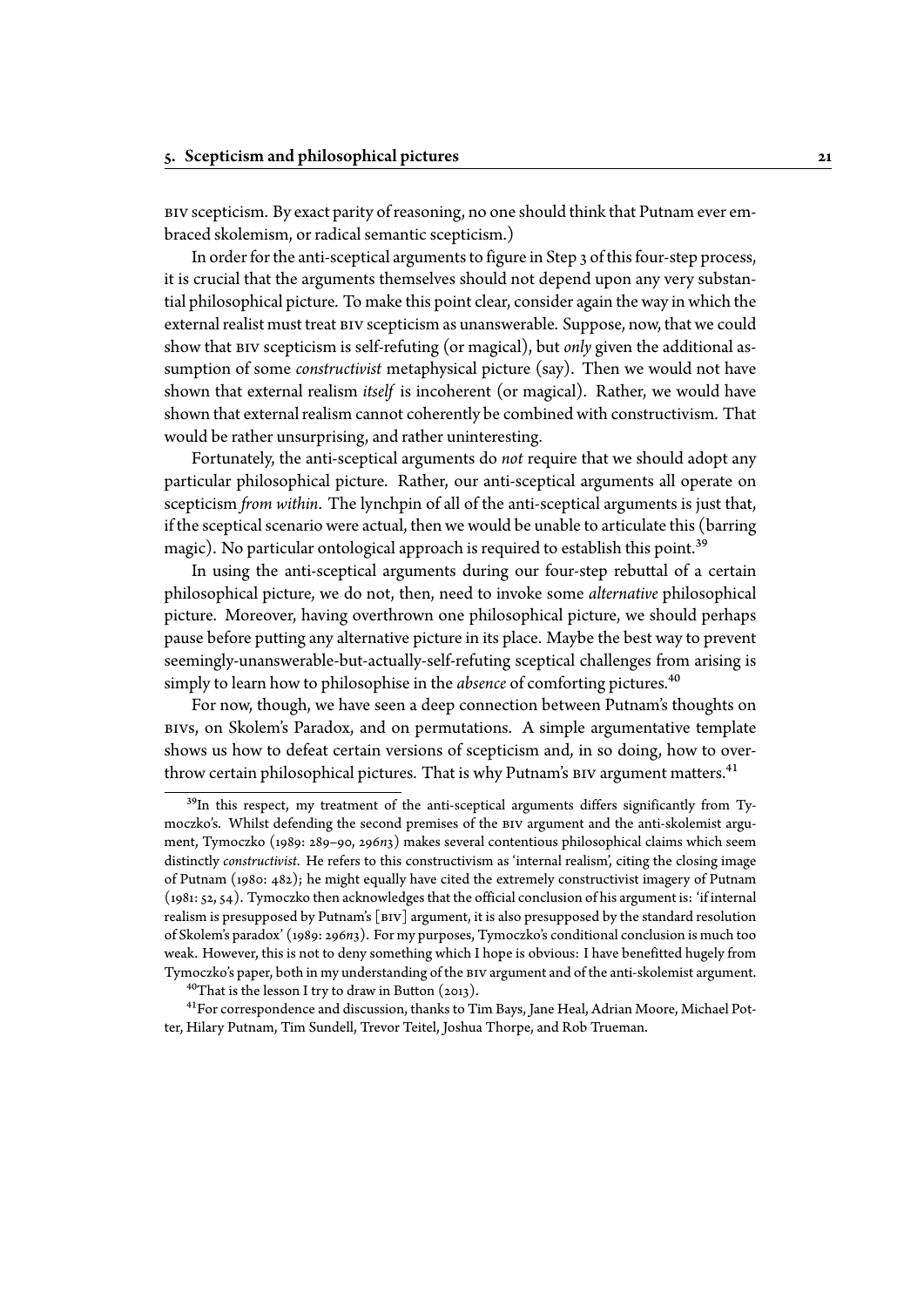BIV scepticism. By exact parity of reasoning, no one should think that Putnam ever embraced skolemism, or radical semantic scepticism.)

In order for the anti-sceptical arguments to figure in Step 3 of this four-step process, it is crucial that the arguments themselves should not depend upon any very substantial philosophical picture. To make this point clear, consider again the way in which the external realist must treat BIV scepticism as unanswerable. Suppose, now, that we could show that BIV scepticism is self-refuting (or magical), but *only* given the additional assumption of some *constructivist* metaphysical picture (say). Then we would not have shown that external realism *itself* is incoherent (or magical). Rather, we would have shown that external realism cannot coherently be combined with constructivism. That would be rather unsurprising, and rather uninteresting.

Fortunately, the anti-sceptical arguments do *not* require that we should adopt any particular philosophical picture. Rather, our anti-sceptical arguments all operate on scepticism *from within*. The lynchpin of all of the anti-sceptical arguments is just that, if the sceptical scenario were actual, then we would be unable to articulate this (barring magic). No particular ontological approach is required to establish this point.[39]

In using the anti-sceptical arguments during our four-step rebuttal of a certain philosophical picture, we do not, then, need to invoke some *alternative* philosophical picture. Moreover, having overthrown one philosophical picture, we should perhaps pause before putting any alternative picture in its place. Maybe the best way to prevent seemingly-unanswerable-but-actually-self-refuting sceptical challenges from arising is simply to learn how to philosophise in the *absence* of comforting pictures.[40]

For now, though, we have seen a deep connection between Putnam's thoughts on BIVs, on Skolem's Paradox, and on permutations. A simple argumentative template shows us how to defeat certain versions of scepticism and, in so doing, how to overthrow certain philosophical pictures. That is why Putnam's BIV argument matters.[41]

---

[39] In this respect, my treatment of the anti-sceptical arguments differs significantly from Tymoczko's. Whilst defending the second premises of the BIV argument and the anti-skolemist argument, Tymoczko (1989: 289–90, 296*n*3) makes several contentious philosophical claims which seem distinctly *constructivist*. He refers to this constructivism as 'internal realism', citing the closing image of Putnam (1980: 482); he might equally have cited the extremely constructivist imagery of Putnam (1981: 52, 54). Tymoczko then acknowledges that the official conclusion of his argument is: 'if internal realism is presupposed by Putnam's [BIV] argument, it is also presupposed by the standard resolution of Skolem's paradox' (1989: 296*n*3). For my purposes, Tymoczko's conditional conclusion is much too weak. However, this is not to deny something which I hope is obvious: I have benefitted hugely from Tymoczko's paper, both in my understanding of the BIV argument and of the anti-skolemist argument.

[40] That is the lesson I try to draw in Button (2013).

[41] For correspondence and discussion, thanks to Tim Bays, Jane Heal, Adrian Moore, Michael Potter, Hilary Putnam, Tim Sundell, Trevor Teitel, Joshua Thorpe, and Rob Trueman.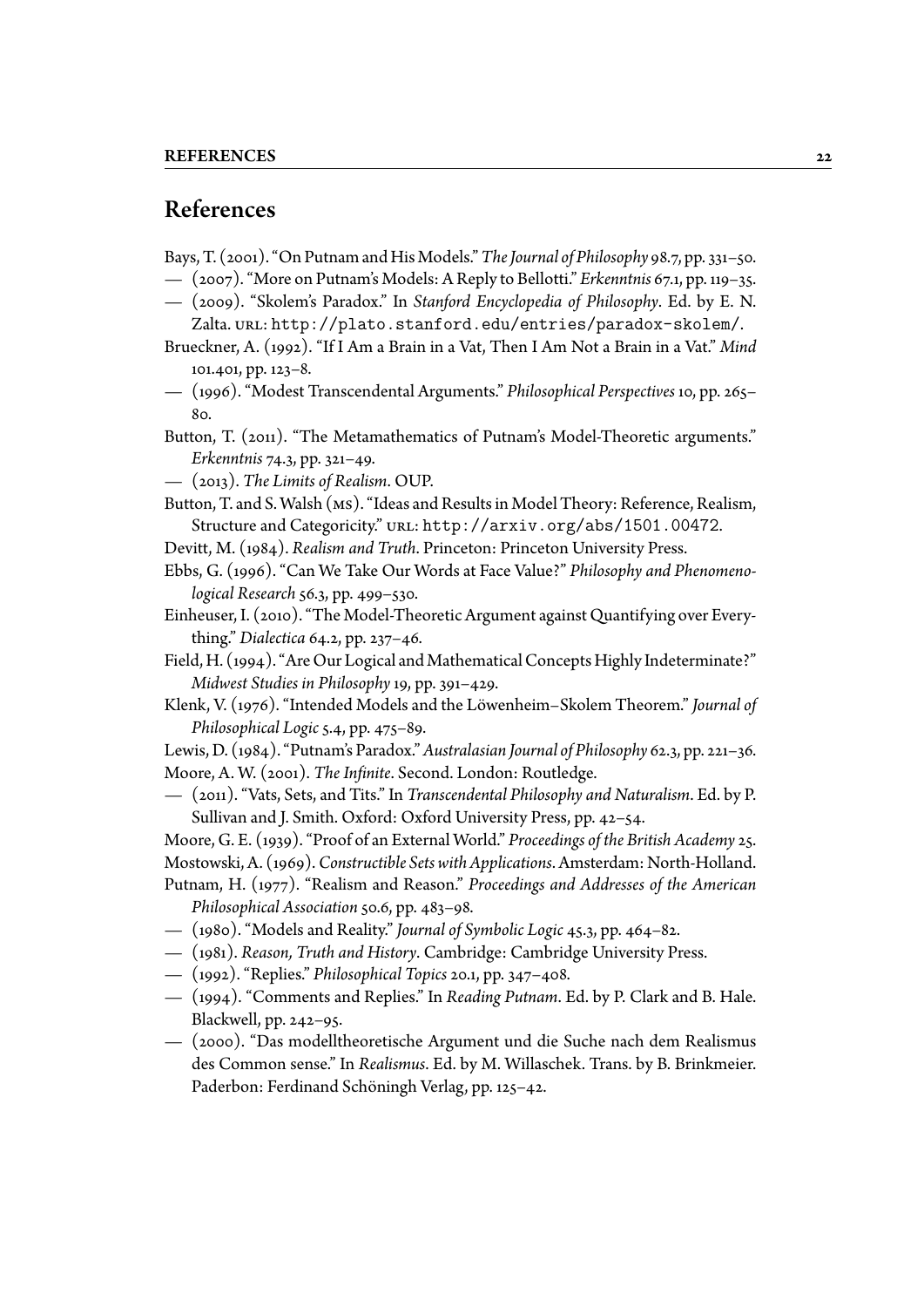## References

Bays, T. (2001). "On Putnam and His Models." *The Journal of Philosophy* 98.7, pp. 331–50.

— (2007). "More on Putnam's Models: A Reply to Bellotti." *Erkenntnis* 67.1, pp. 119–35.

— (2009). "Skolem's Paradox." In *Stanford Encyclopedia of Philosophy*. Ed. by E. N. Zalta. URL: http://plato.stanford.edu/entries/paradox-skolem/.

Brueckner, A. (1992). "If I Am a Brain in a Vat, Then I Am Not a Brain in a Vat." *Mind* 101.401, pp. 123–8.

— (1996). "Modest Transcendental Arguments." *Philosophical Perspectives* 10, pp. 265–80.

Button, T. (2011). "The Metamathematics of Putnam's Model-Theoretic arguments." *Erkenntnis* 74.3, pp. 321–49.

— (2013). *The Limits of Realism*. OUP.

Button, T. and S. Walsh (MS). "Ideas and Results in Model Theory: Reference, Realism, Structure and Categoricity." URL: http://arxiv.org/abs/1501.00472.

Devitt, M. (1984). *Realism and Truth*. Princeton: Princeton University Press.

Ebbs, G. (1996). "Can We Take Our Words at Face Value?" *Philosophy and Phenomenological Research* 56.3, pp. 499–530.

Einheuser, I. (2010). "The Model-Theoretic Argument against Quantifying over Everything." *Dialectica* 64.2, pp. 237–46.

Field, H. (1994). "Are Our Logical and Mathematical Concepts Highly Indeterminate?" *Midwest Studies in Philosophy* 19, pp. 391–429.

Klenk, V. (1976). "Intended Models and the Löwenheim–Skolem Theorem." *Journal of Philosophical Logic* 5.4, pp. 475–89.

Lewis, D. (1984). "Putnam's Paradox." *Australasian Journal of Philosophy* 62.3, pp. 221–36.

Moore, A. W. (2001). *The Infinite*. Second. London: Routledge.

— (2011). "Vats, Sets, and Tits." In *Transcendental Philosophy and Naturalism*. Ed. by P. Sullivan and J. Smith. Oxford: Oxford University Press, pp. 42–54.

Moore, G. E. (1939). "Proof of an External World." *Proceedings of the British Academy* 25.

Mostowski, A. (1969). *Constructible Sets with Applications*. Amsterdam: North-Holland.

Putnam, H. (1977). "Realism and Reason." *Proceedings and Addresses of the American Philosophical Association* 50.6, pp. 483–98.

— (1980). "Models and Reality." *Journal of Symbolic Logic* 45.3, pp. 464–82.

— (1981). *Reason, Truth and History*. Cambridge: Cambridge University Press.

— (1992). "Replies." *Philosophical Topics* 20.1, pp. 347–408.

— (1994). "Comments and Replies." In *Reading Putnam*. Ed. by P. Clark and B. Hale. Blackwell, pp. 242–95.

— (2000). "Das modelltheoretische Argument und die Suche nach dem Realismus des Common sense." In *Realismus*. Ed. by M. Willaschek. Trans. by B. Brinkmeier. Paderbon: Ferdinand Schöningh Verlag, pp. 125–42.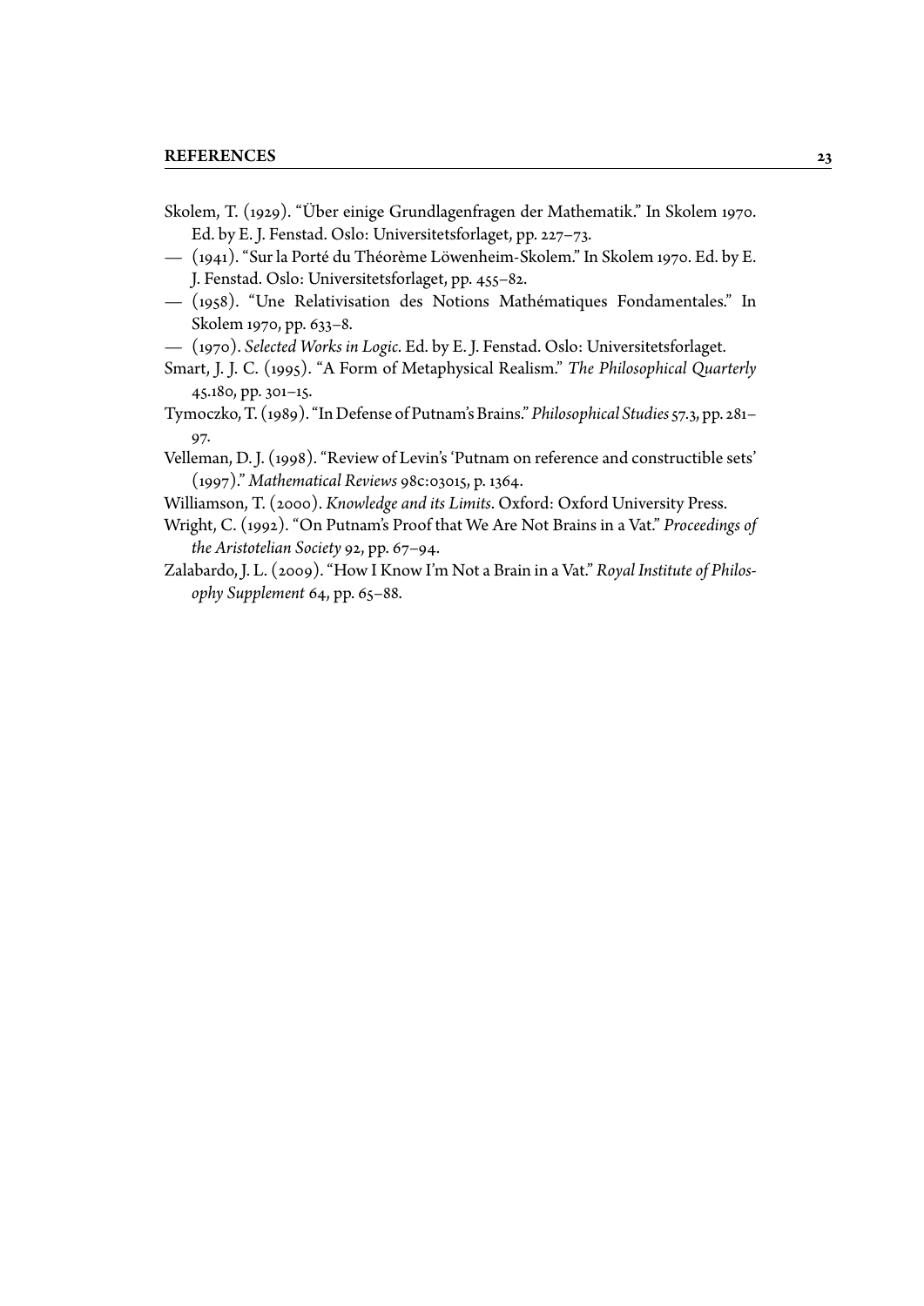Skolem, T. (1929). "Über einige Grundlagenfragen der Mathematik." In Skolem 1970. Ed. by E. J. Fenstad. Oslo: Universitetsforlaget, pp. 227–73.

— (1941). "Sur la Porté du Théorème Löwenheim-Skolem." In Skolem 1970. Ed. by E. J. Fenstad. Oslo: Universitetsforlaget, pp. 455–82.

— (1958). "Une Relativisation des Notions Mathématiques Fondamentales." In Skolem 1970, pp. 633–8.

— (1970). *Selected Works in Logic*. Ed. by E. J. Fenstad. Oslo: Universitetsforlaget.

Smart, J. J. C. (1995). "A Form of Metaphysical Realism." *The Philosophical Quarterly* 45.180, pp. 301–15.

Tymoczko, T. (1989). "In Defense of Putnam's Brains." *Philosophical Studies* 57.3, pp. 281–97.

Velleman, D. J. (1998). "Review of Levin's 'Putnam on reference and constructible sets' (1997)." *Mathematical Reviews* 98c:03015, p. 1364.

Williamson, T. (2000). *Knowledge and its Limits*. Oxford: Oxford University Press.

Wright, C. (1992). "On Putnam's Proof that We Are Not Brains in a Vat." *Proceedings of the Aristotelian Society* 92, pp. 67–94.

Zalabardo, J. L. (2009). "How I Know I'm Not a Brain in a Vat." *Royal Institute of Philosophy Supplement* 64, pp. 65–88.